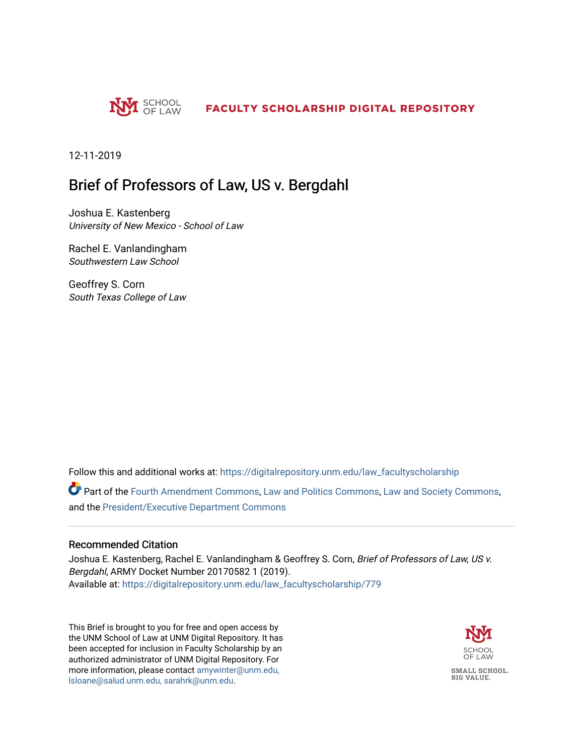SCHOOL OF LAW **FACULTY SCHOLARSHIP DIGITAL REPOSITORY**

12-11-2019

# Brief of Professors of Law, US v. Bergdahl

Joshua E. Kastenberg
*University of New Mexico - School of Law*

Rachel E. Vanlandingham
*Southwestern Law School*

Geoffrey S. Corn
*South Texas College of Law*

Follow this and additional works at: https://digitalrepository.unm.edu/law_facultyscholarship

Part of the Fourth Amendment Commons, Law and Politics Commons, Law and Society Commons, and the President/Executive Department Commons

## Recommended Citation

Joshua E. Kastenberg, Rachel E. Vanlandingham & Geoffrey S. Corn, *Brief of Professors of Law, US v. Bergdahl*, ARMY Docket Number 20170582 1 (2019).
Available at: https://digitalrepository.unm.edu/law_facultyscholarship/779

This Brief is brought to you for free and open access by the UNM School of Law at UNM Digital Repository. It has been accepted for inclusion in Faculty Scholarship by an authorized administrator of UNM Digital Repository. For more information, please contact amywinter@unm.edu, lsloane@salud.unm.edu, sarahrk@unm.edu.

SCHOOL OF LAW

SMALL SCHOOL. BIG VALUE.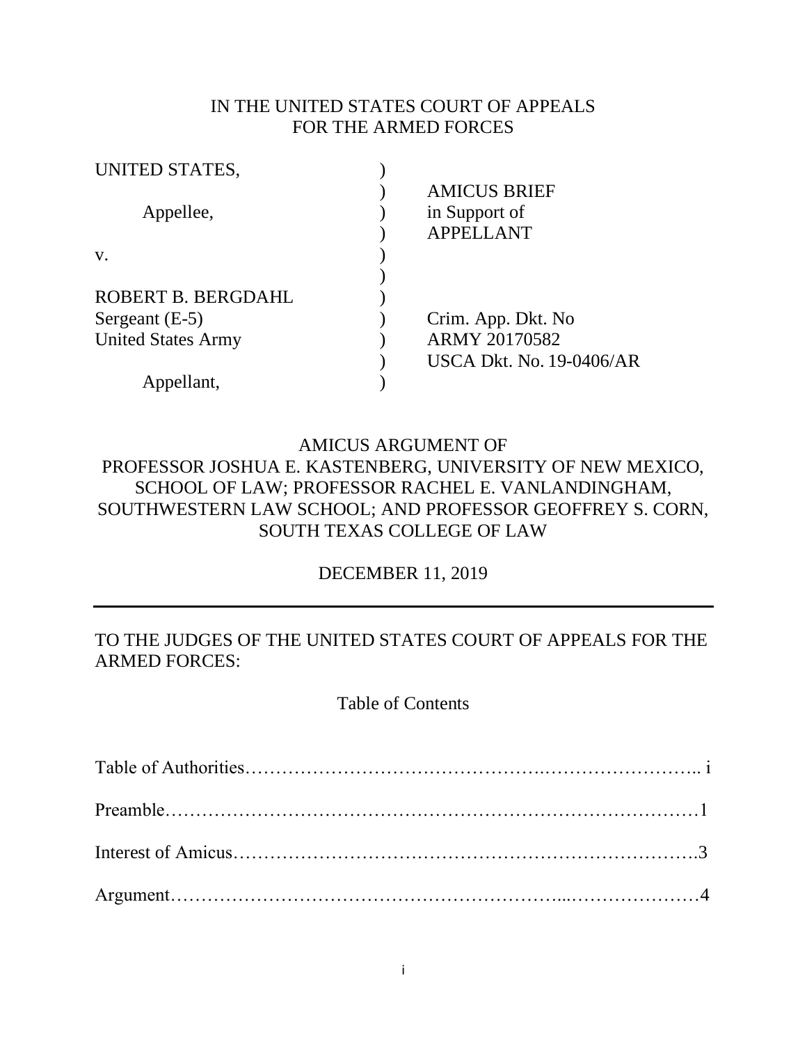IN THE UNITED STATES COURT OF APPEALS
FOR THE ARMED FORCES

| | | |
|---|---|---|
| UNITED STATES, | ) | |
| | ) | AMICUS BRIEF |
| Appellee, | ) | in Support of |
| | ) | APPELLANT |
| v. | ) | |
| | ) | |
| ROBERT B. BERGDAHL | ) | |
| Sergeant (E-5) | ) | Crim. App. Dkt. No |
| United States Army | ) | ARMY 20170582 |
| | ) | USCA Dkt. No. 19-0406/AR |
| Appellant, | ) | |

AMICUS ARGUMENT OF
PROFESSOR JOSHUA E. KASTENBERG, UNIVERSITY OF NEW MEXICO, SCHOOL OF LAW; PROFESSOR RACHEL E. VANLANDINGHAM, SOUTHWESTERN LAW SCHOOL; AND PROFESSOR GEOFFREY S. CORN, SOUTH TEXAS COLLEGE OF LAW

DECEMBER 11, 2019

---

TO THE JUDGES OF THE UNITED STATES COURT OF APPEALS FOR THE ARMED FORCES:

Table of Contents

Table of Authorities……………………………………….…………………….. i

Preamble…………………………………………………………………………1

Interest of Amicus……………………………………………………………….3

Argument…………………………………………………...…………………4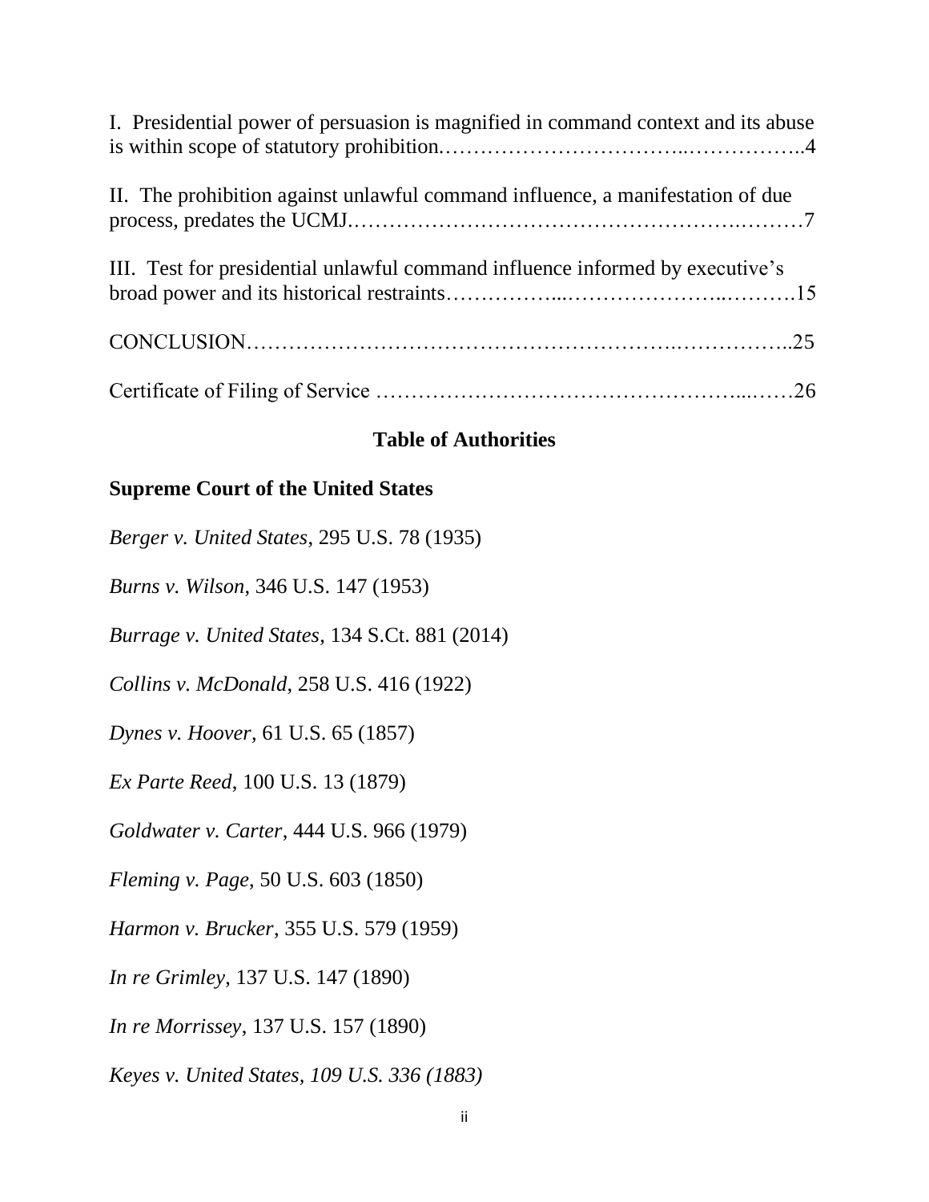I. Presidential power of persuasion is magnified in command context and its abuse is within scope of statutory prohibition……………………………..……………..4

II. The prohibition against unlawful command influence, a manifestation of due process, predates the UCMJ……………………………………………….………7

III. Test for presidential unlawful command influence informed by executive's broad power and its historical restraints……………...………………...……….15

CONCLUSION……………………………………………….……………..25

Certificate of Filing of Service …………………………………………...……26

## Table of Authorities

### Supreme Court of the United States

*Berger v. United States*, 295 U.S. 78 (1935)

*Burns v. Wilson*, 346 U.S. 147 (1953)

*Burrage v. United States*, 134 S.Ct. 881 (2014)

*Collins v. McDonald*, 258 U.S. 416 (1922)

*Dynes v. Hoover*, 61 U.S. 65 (1857)

*Ex Parte Reed*, 100 U.S. 13 (1879)

*Goldwater v. Carter*, 444 U.S. 966 (1979)

*Fleming v. Page*, 50 U.S. 603 (1850)

*Harmon v. Brucker*, 355 U.S. 579 (1959)

*In re Grimley*, 137 U.S. 147 (1890)

*In re Morrissey*, 137 U.S. 157 (1890)

*Keyes v. United States, 109 U.S. 336 (1883)*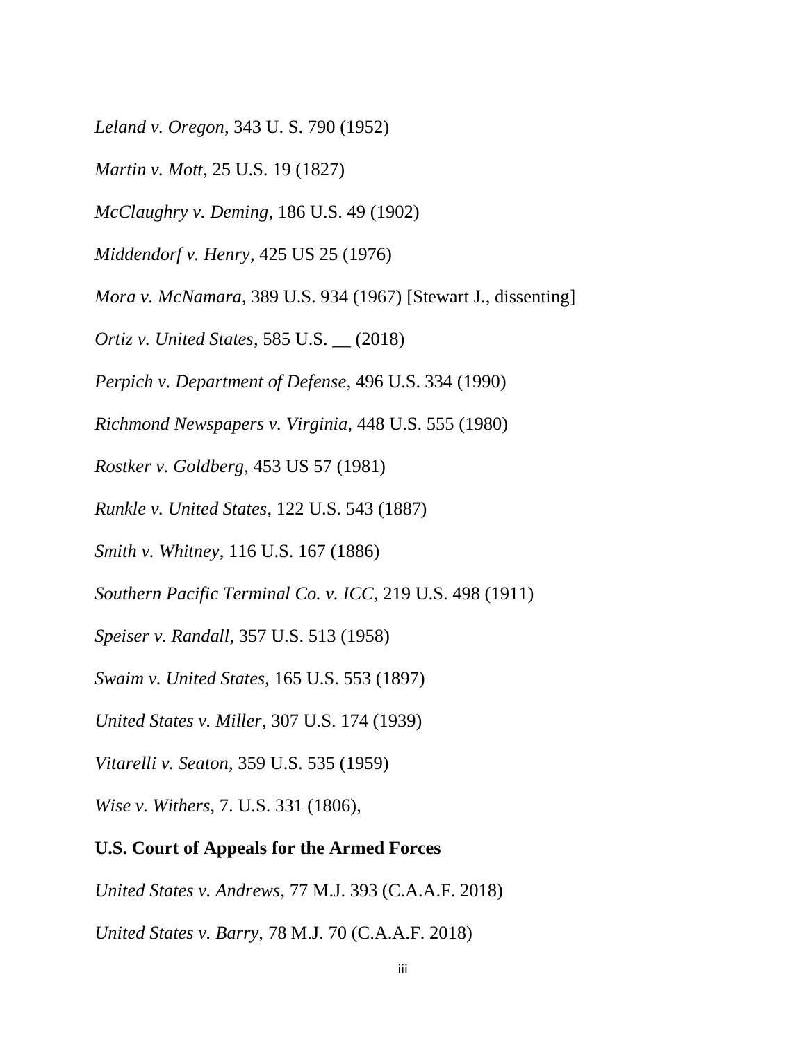*Leland v. Oregon*, 343 U. S. 790 (1952)

*Martin v. Mott*, 25 U.S. 19 (1827)

*McClaughry v. Deming*, 186 U.S. 49 (1902)

*Middendorf v. Henry*, 425 US 25 (1976)

*Mora v. McNamara*, 389 U.S. 934 (1967) [Stewart J., dissenting]

*Ortiz v. United States*, 585 U.S. __ (2018)

*Perpich v. Department of Defense*, 496 U.S. 334 (1990)

*Richmond Newspapers v. Virginia*, 448 U.S. 555 (1980)

*Rostker v. Goldberg*, 453 US 57 (1981)

*Runkle v. United States*, 122 U.S. 543 (1887)

*Smith v. Whitney*, 116 U.S. 167 (1886)

*Southern Pacific Terminal Co. v. ICC*, 219 U.S. 498 (1911)

*Speiser v. Randall*, 357 U.S. 513 (1958)

*Swaim v. United States,* 165 U.S. 553 (1897)

*United States v. Miller*, 307 U.S. 174 (1939)

*Vitarelli v. Seaton*, 359 U.S. 535 (1959)

*Wise v. Withers*, 7. U.S. 331 (1806),

**U.S. Court of Appeals for the Armed Forces**

*United States v. Andrews*, 77 M.J. 393 (C.A.A.F. 2018)

*United States v. Barry,* 78 M.J. 70 (C.A.A.F. 2018)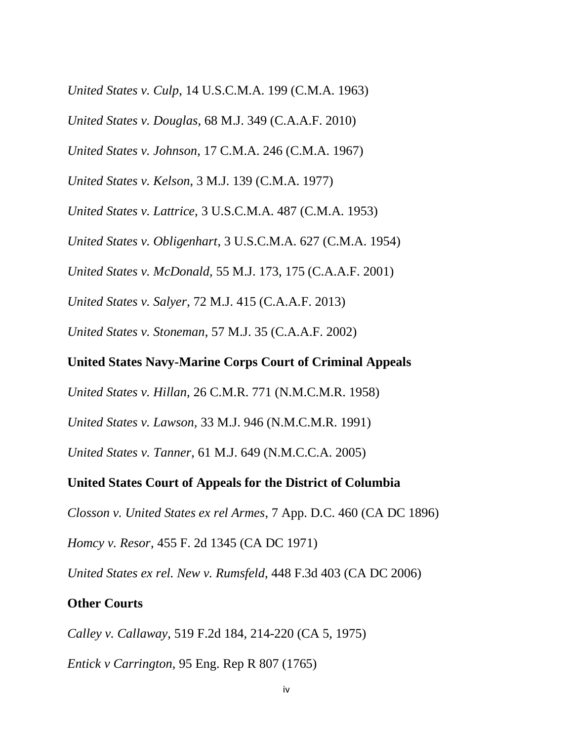*United States v. Culp*, 14 U.S.C.M.A. 199 (C.M.A. 1963)

*United States v. Douglas*, 68 M.J. 349 (C.A.A.F. 2010)

*United States v. Johnson*, 17 C.M.A. 246 (C.M.A. 1967)

*United States v. Kelson*, 3 M.J. 139 (C.M.A. 1977)

*United States v. Lattrice,* 3 U.S.C.M.A. 487 (C.M.A. 1953)

*United States v. Obligenhart*, 3 U.S.C.M.A. 627 (C.M.A. 1954)

*United States v. McDonald,* 55 M.J. 173, 175 (C.A.A.F. 2001)

*United States v. Salyer*, 72 M.J. 415 (C.A.A.F. 2013)

*United States v. Stoneman*, 57 M.J. 35 (C.A.A.F. 2002)

**United States Navy-Marine Corps Court of Criminal Appeals**

*United States v. Hillan*, 26 C.M.R. 771 (N.M.C.M.R. 1958)

*United States v. Lawson*, 33 M.J. 946 (N.M.C.M.R. 1991)

*United States v. Tanner*, 61 M.J. 649 (N.M.C.C.A. 2005)

**United States Court of Appeals for the District of Columbia**

*Closson v. United States ex rel Armes*, 7 App. D.C. 460 (CA DC 1896)

*Homcy v. Resor*, 455 F. 2d 1345 (CA DC 1971)

*United States ex rel. New v. Rumsfeld*, 448 F.3d 403 (CA DC 2006)

**Other Courts**

*Calley v. Callaway,* 519 F.2d 184, 214-220 (CA 5, 1975)

*Entick v Carrington*, 95 Eng. Rep R 807 (1765)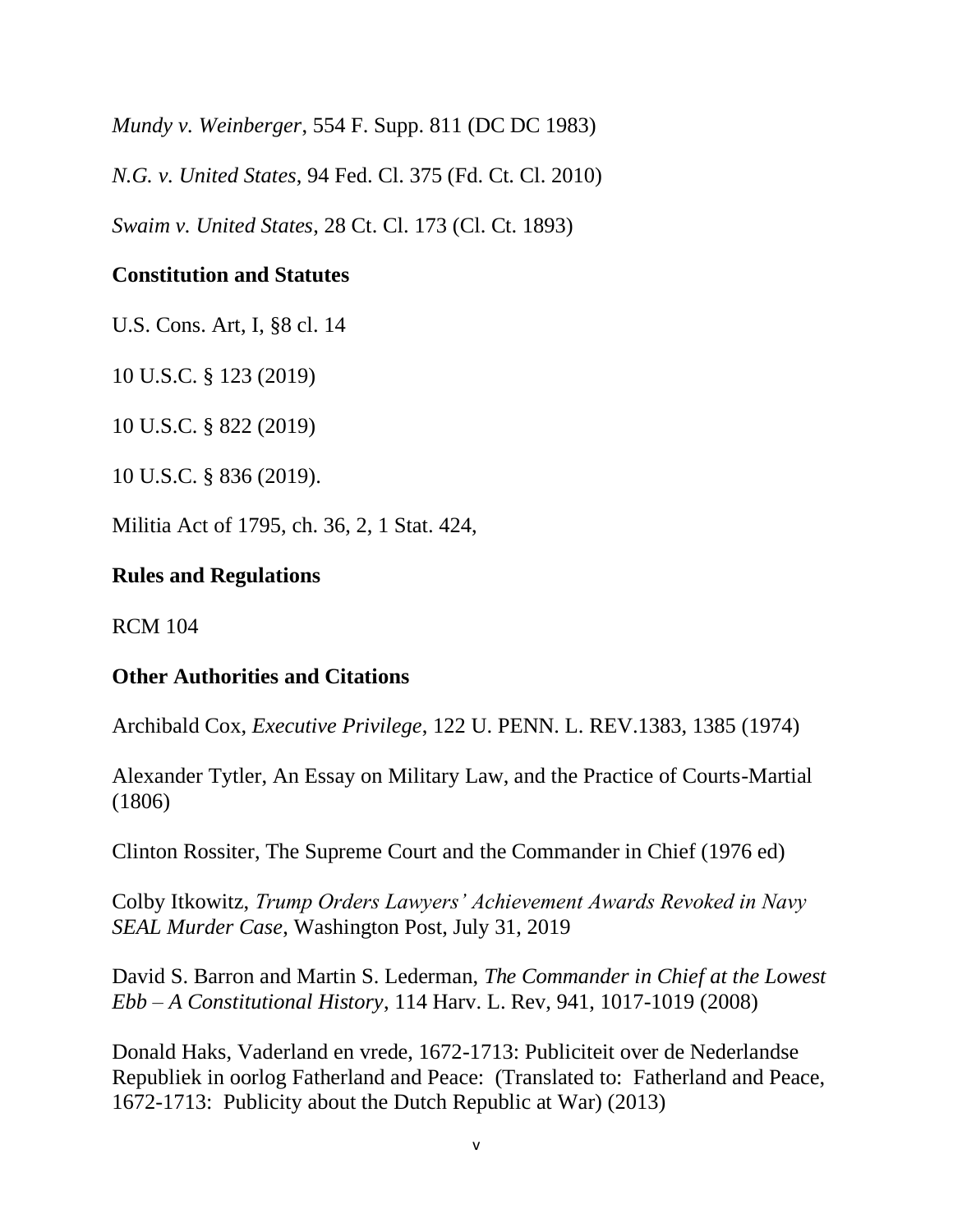*Mundy v. Weinberger*, 554 F. Supp. 811 (DC DC 1983)

*N.G. v. United States*, 94 Fed. Cl. 375 (Fd. Ct. Cl. 2010)

*Swaim v. United States*, 28 Ct. Cl. 173 (Cl. Ct. 1893)

**Constitution and Statutes**

U.S. Cons. Art, I, §8 cl. 14

10 U.S.C. § 123 (2019)

10 U.S.C. § 822 (2019)

10 U.S.C. § 836 (2019).

Militia Act of 1795, ch. 36, 2, 1 Stat. 424,

**Rules and Regulations**

RCM 104

**Other Authorities and Citations**

Archibald Cox, *Executive Privilege*, 122 U. PENN. L. REV.1383, 1385 (1974)

Alexander Tytler, An Essay on Military Law, and the Practice of Courts-Martial (1806)

Clinton Rossiter, The Supreme Court and the Commander in Chief (1976 ed)

Colby Itkowitz, *Trump Orders Lawyers' Achievement Awards Revoked in Navy SEAL Murder Case*, Washington Post, July 31, 2019

David S. Barron and Martin S. Lederman, *The Commander in Chief at the Lowest Ebb – A Constitutional History*, 114 Harv. L. Rev, 941, 1017-1019 (2008)

Donald Haks, Vaderland en vrede, 1672-1713: Publiciteit over de Nederlandse Republiek in oorlog Fatherland and Peace: (Translated to: Fatherland and Peace, 1672-1713: Publicity about the Dutch Republic at War) (2013)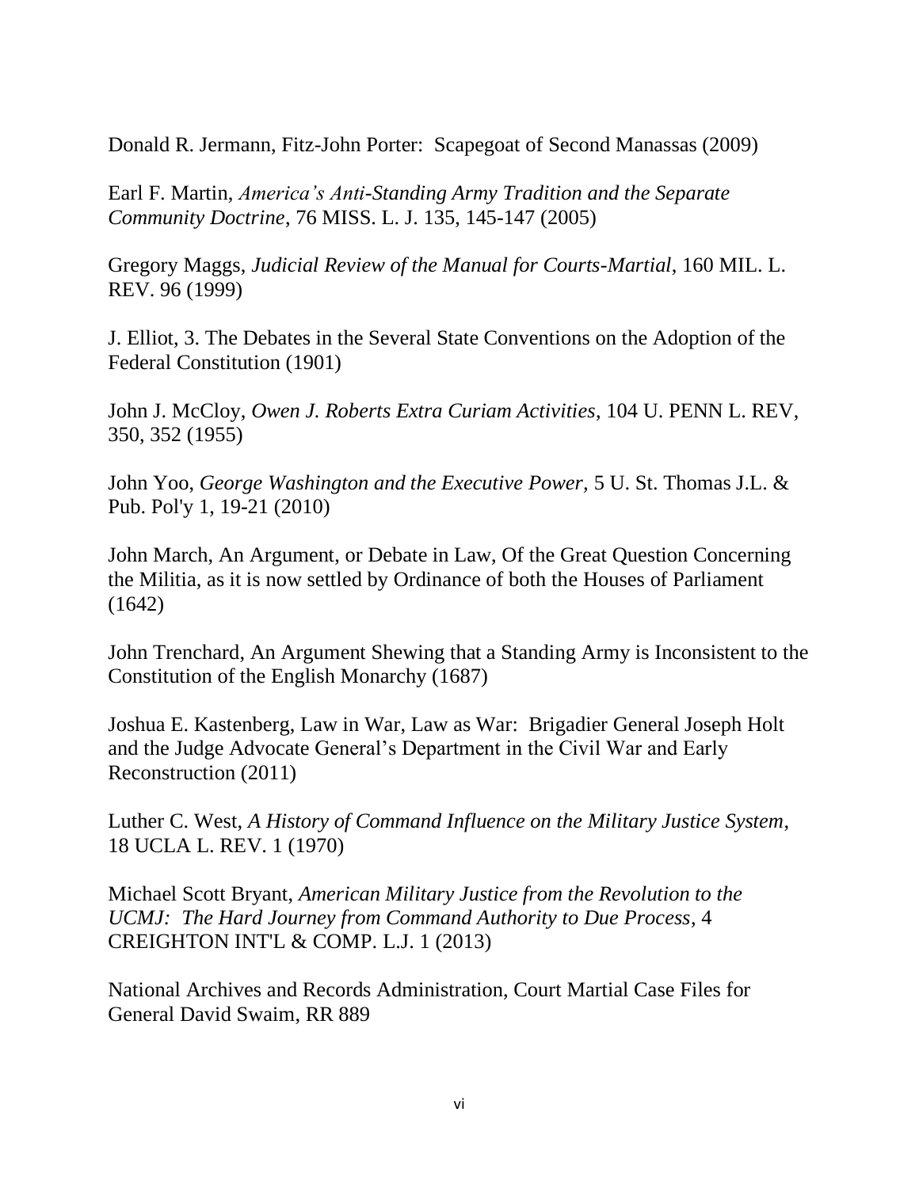Donald R. Jermann, Fitz-John Porter: Scapegoat of Second Manassas (2009)

Earl F. Martin, *America's Anti-Standing Army Tradition and the Separate Community Doctrine*, 76 MISS. L. J. 135, 145-147 (2005)

Gregory Maggs, *Judicial Review of the Manual for Courts-Martial*, 160 MIL. L. REV. 96 (1999)

J. Elliot, 3. The Debates in the Several State Conventions on the Adoption of the Federal Constitution (1901)

John J. McCloy, *Owen J. Roberts Extra Curiam Activities*, 104 U. PENN L. REV, 350, 352 (1955)

John Yoo, *George Washington and the Executive Power,* 5 U. St. Thomas J.L. & Pub. Pol'y 1, 19-21 (2010)

John March, An Argument, or Debate in Law, Of the Great Question Concerning the Militia, as it is now settled by Ordinance of both the Houses of Parliament (1642)

John Trenchard, An Argument Shewing that a Standing Army is Inconsistent to the Constitution of the English Monarchy (1687)

Joshua E. Kastenberg, Law in War, Law as War: Brigadier General Joseph Holt and the Judge Advocate General's Department in the Civil War and Early Reconstruction (2011)

Luther C. West, *A History of Command Influence on the Military Justice System*, 18 UCLA L. REV. 1 (1970)

Michael Scott Bryant, *American Military Justice from the Revolution to the UCMJ: The Hard Journey from Command Authority to Due Process*, 4 CREIGHTON INT'L & COMP. L.J. 1 (2013)

National Archives and Records Administration, Court Martial Case Files for General David Swaim, RR 889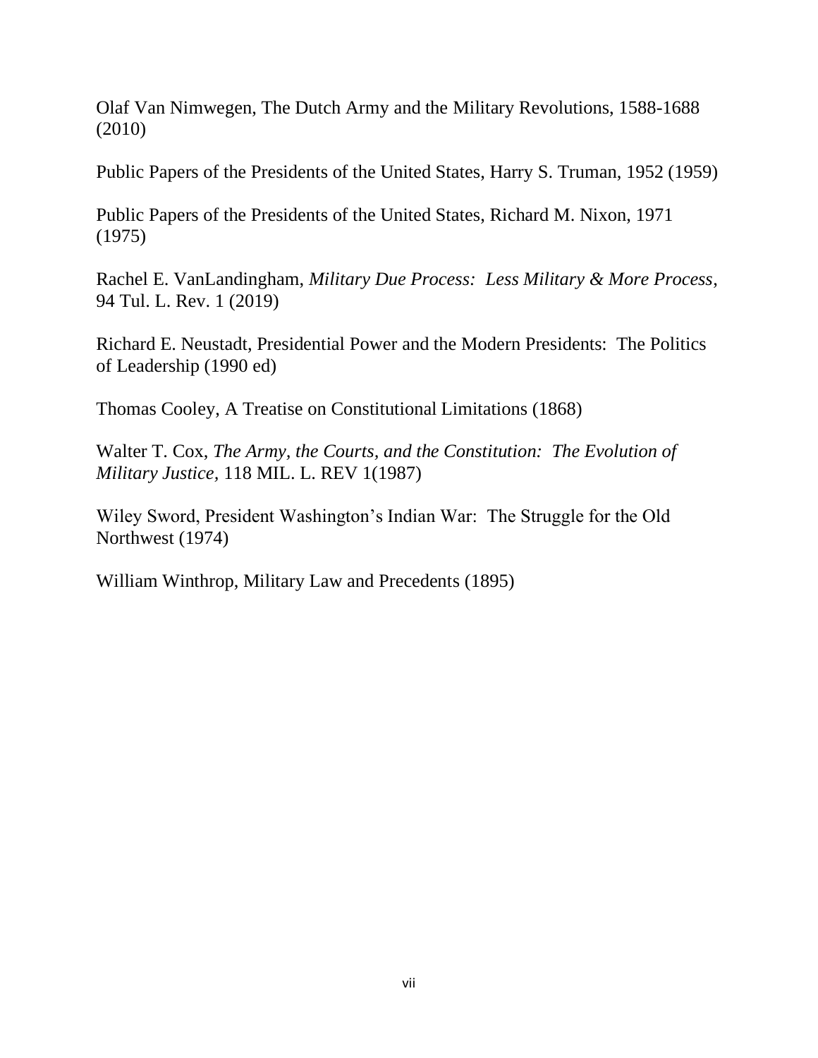Olaf Van Nimwegen, The Dutch Army and the Military Revolutions, 1588-1688 (2010)

Public Papers of the Presidents of the United States, Harry S. Truman, 1952 (1959)

Public Papers of the Presidents of the United States, Richard M. Nixon, 1971 (1975)

Rachel E. VanLandingham, *Military Due Process: Less Military & More Process*, 94 Tul. L. Rev. 1 (2019)

Richard E. Neustadt, Presidential Power and the Modern Presidents: The Politics of Leadership (1990 ed)

Thomas Cooley, A Treatise on Constitutional Limitations (1868)

Walter T. Cox, *The Army, the Courts, and the Constitution: The Evolution of Military Justice*, 118 MIL. L. REV 1(1987)

Wiley Sword, President Washington's Indian War: The Struggle for the Old Northwest (1974)

William Winthrop, Military Law and Precedents (1895)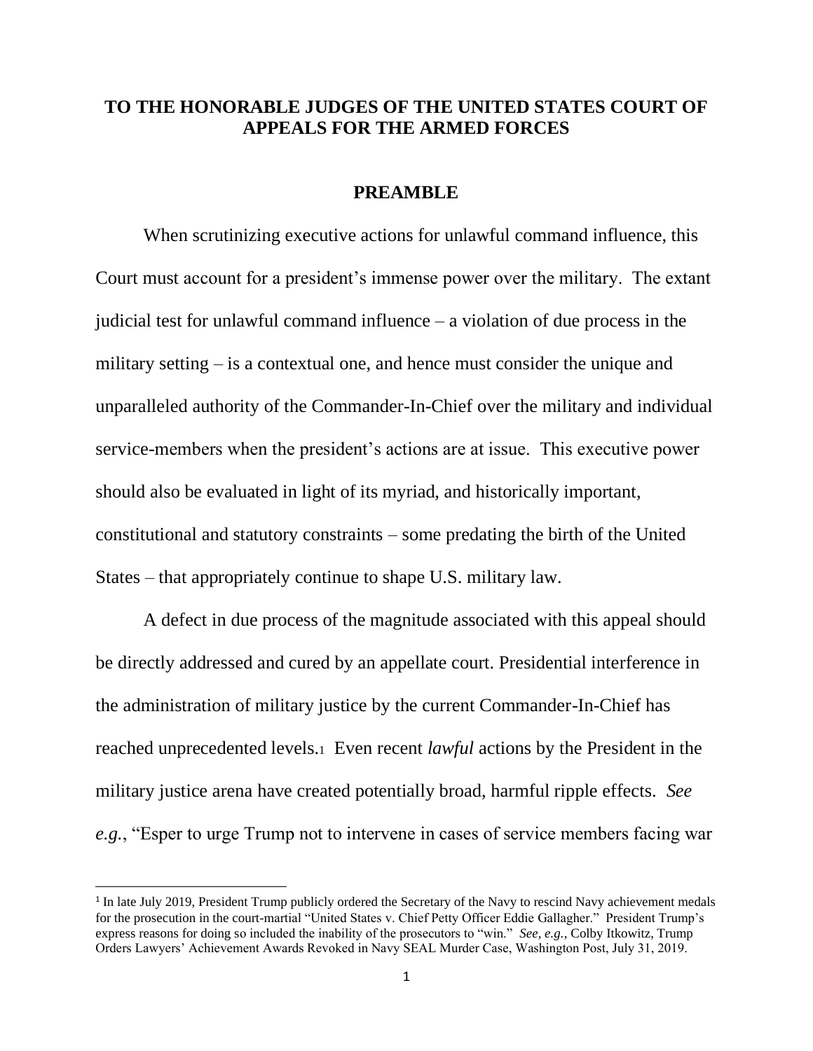**TO THE HONORABLE JUDGES OF THE UNITED STATES COURT OF APPEALS FOR THE ARMED FORCES**

## PREAMBLE

When scrutinizing executive actions for unlawful command influence, this Court must account for a president's immense power over the military. The extant judicial test for unlawful command influence – a violation of due process in the military setting – is a contextual one, and hence must consider the unique and unparalleled authority of the Commander-In-Chief over the military and individual service-members when the president's actions are at issue. This executive power should also be evaluated in light of its myriad, and historically important, constitutional and statutory constraints – some predating the birth of the United States – that appropriately continue to shape U.S. military law.

A defect in due process of the magnitude associated with this appeal should be directly addressed and cured by an appellate court. Presidential interference in the administration of military justice by the current Commander-In-Chief has reached unprecedented levels.[1] Even recent *lawful* actions by the President in the military justice arena have created potentially broad, harmful ripple effects. *See e.g.*, "Esper to urge Trump not to intervene in cases of service members facing war

---

[1] In late July 2019, President Trump publicly ordered the Secretary of the Navy to rescind Navy achievement medals for the prosecution in the court-martial "United States v. Chief Petty Officer Eddie Gallagher." President Trump's express reasons for doing so included the inability of the prosecutors to "win." *See, e.g.,* Colby Itkowitz, Trump Orders Lawyers' Achievement Awards Revoked in Navy SEAL Murder Case, Washington Post, July 31, 2019.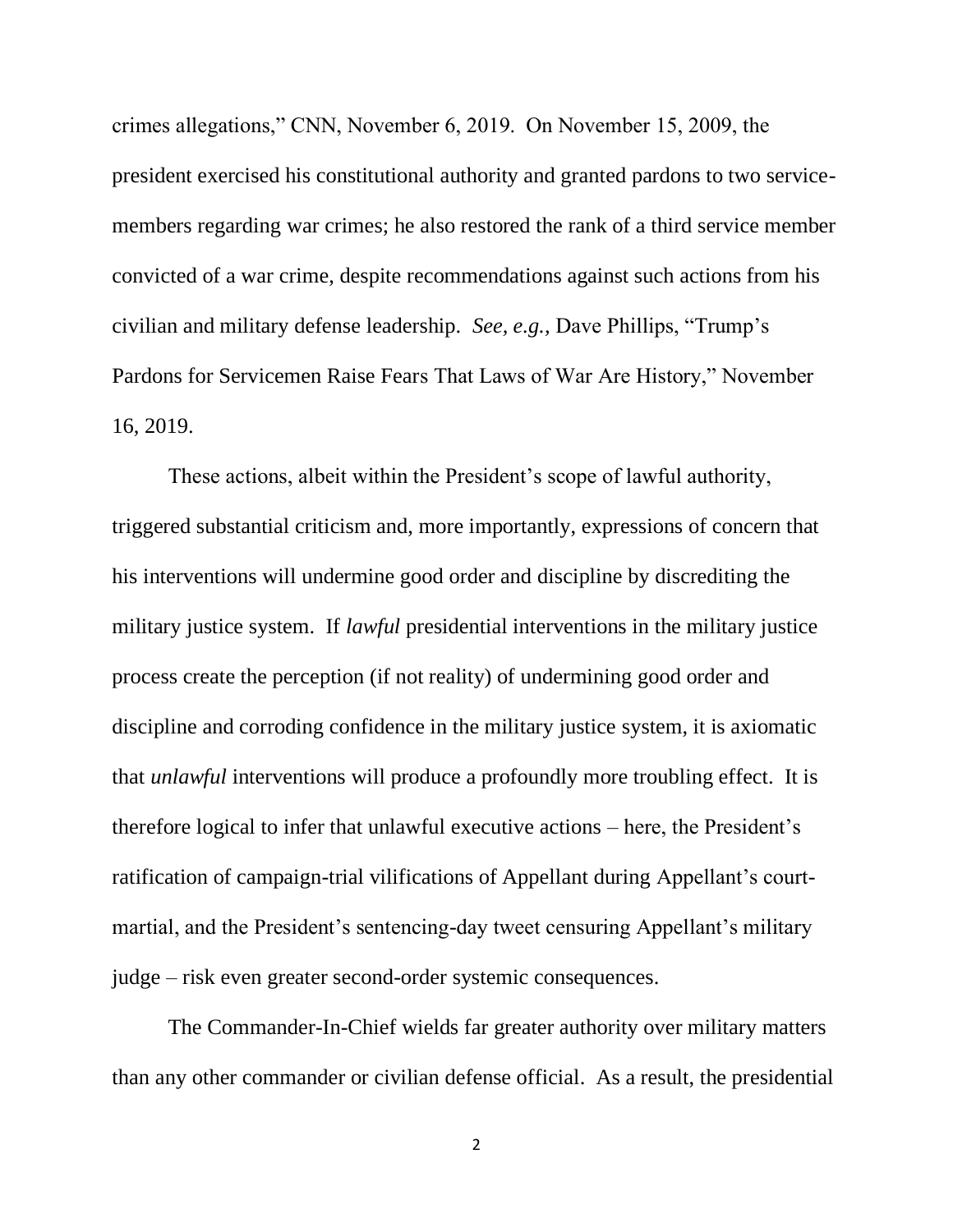crimes allegations," CNN, November 6, 2019. On November 15, 2009, the president exercised his constitutional authority and granted pardons to two service-members regarding war crimes; he also restored the rank of a third service member convicted of a war crime, despite recommendations against such actions from his civilian and military defense leadership. *See, e.g.,* Dave Phillips, "Trump's Pardons for Servicemen Raise Fears That Laws of War Are History," November 16, 2019.

These actions, albeit within the President's scope of lawful authority, triggered substantial criticism and, more importantly, expressions of concern that his interventions will undermine good order and discipline by discrediting the military justice system. If *lawful* presidential interventions in the military justice process create the perception (if not reality) of undermining good order and discipline and corroding confidence in the military justice system, it is axiomatic that *unlawful* interventions will produce a profoundly more troubling effect. It is therefore logical to infer that unlawful executive actions – here, the President's ratification of campaign-trial vilifications of Appellant during Appellant's court-martial, and the President's sentencing-day tweet censuring Appellant's military judge – risk even greater second-order systemic consequences.

The Commander-In-Chief wields far greater authority over military matters than any other commander or civilian defense official. As a result, the presidential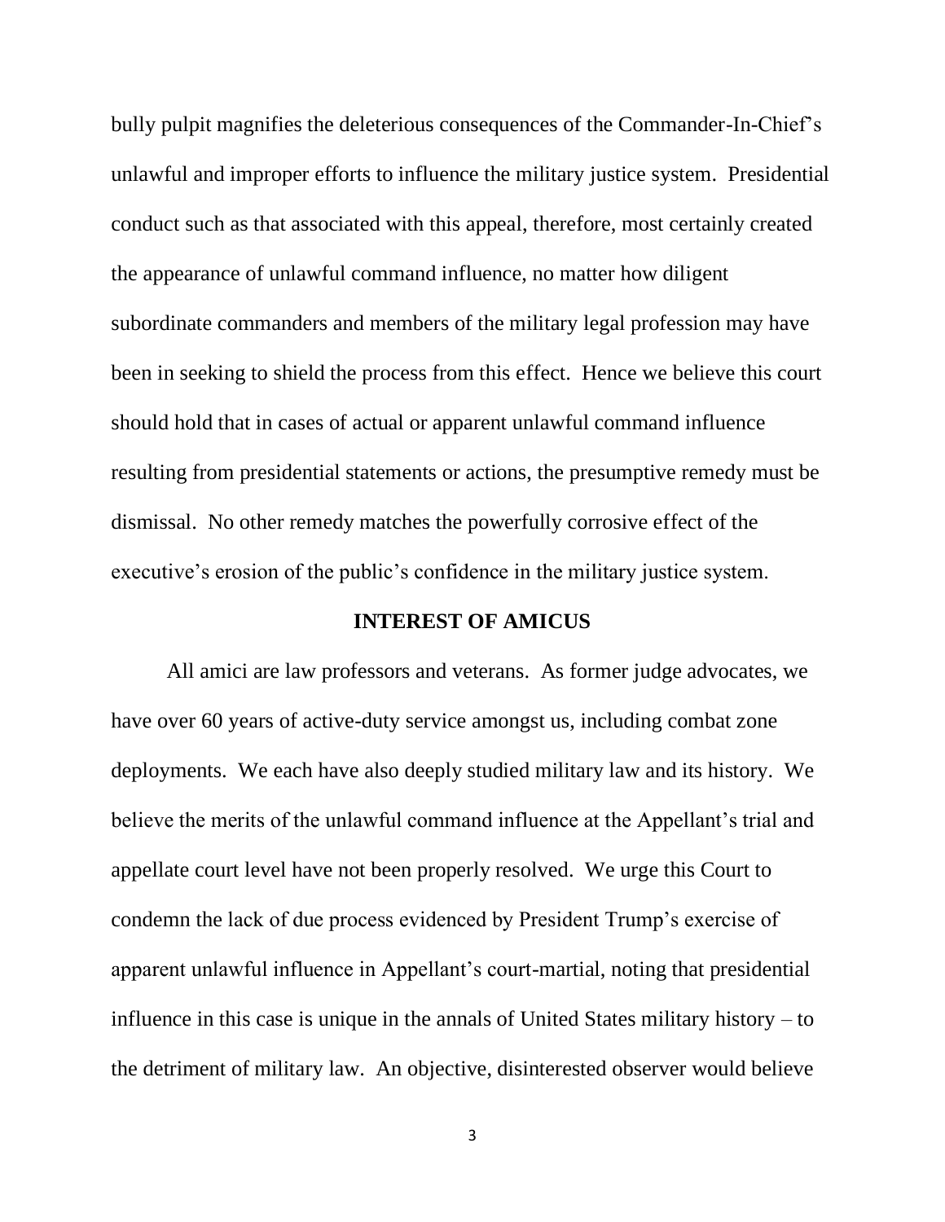bully pulpit magnifies the deleterious consequences of the Commander-In-Chief's unlawful and improper efforts to influence the military justice system. Presidential conduct such as that associated with this appeal, therefore, most certainly created the appearance of unlawful command influence, no matter how diligent subordinate commanders and members of the military legal profession may have been in seeking to shield the process from this effect. Hence we believe this court should hold that in cases of actual or apparent unlawful command influence resulting from presidential statements or actions, the presumptive remedy must be dismissal. No other remedy matches the powerfully corrosive effect of the executive's erosion of the public's confidence in the military justice system.

## INTEREST OF AMICUS

All amici are law professors and veterans. As former judge advocates, we have over 60 years of active-duty service amongst us, including combat zone deployments. We each have also deeply studied military law and its history. We believe the merits of the unlawful command influence at the Appellant's trial and appellate court level have not been properly resolved. We urge this Court to condemn the lack of due process evidenced by President Trump's exercise of apparent unlawful influence in Appellant's court-martial, noting that presidential influence in this case is unique in the annals of United States military history – to the detriment of military law. An objective, disinterested observer would believe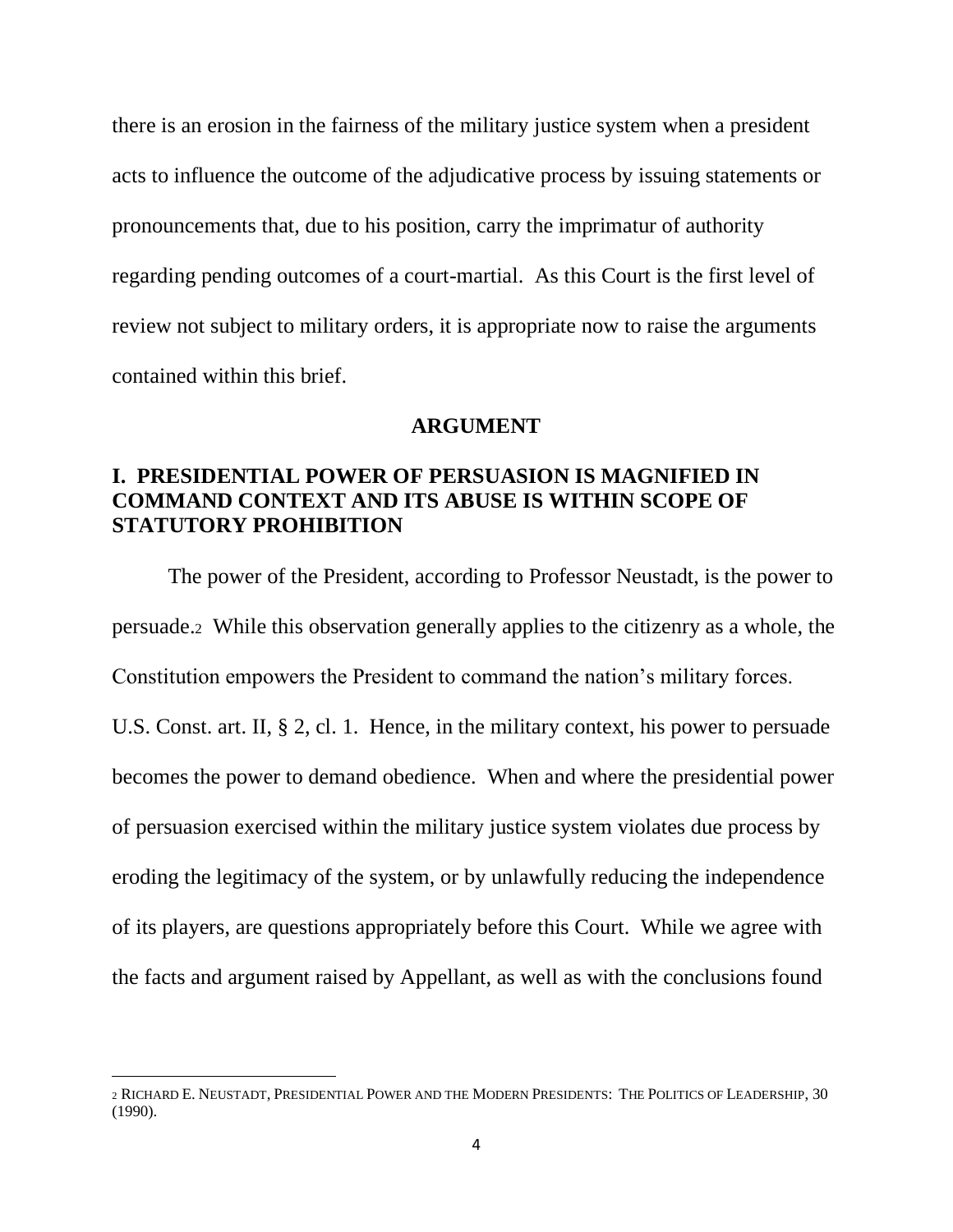there is an erosion in the fairness of the military justice system when a president acts to influence the outcome of the adjudicative process by issuing statements or pronouncements that, due to his position, carry the imprimatur of authority regarding pending outcomes of a court-martial. As this Court is the first level of review not subject to military orders, it is appropriate now to raise the arguments contained within this brief.

## ARGUMENT

### I. PRESIDENTIAL POWER OF PERSUASION IS MAGNIFIED IN COMMAND CONTEXT AND ITS ABUSE IS WITHIN SCOPE OF STATUTORY PROHIBITION

The power of the President, according to Professor Neustadt, is the power to persuade.[2] While this observation generally applies to the citizenry as a whole, the Constitution empowers the President to command the nation's military forces. U.S. Const. art. II, § 2, cl. 1. Hence, in the military context, his power to persuade becomes the power to demand obedience. When and where the presidential power of persuasion exercised within the military justice system violates due process by eroding the legitimacy of the system, or by unlawfully reducing the independence of its players, are questions appropriately before this Court. While we agree with the facts and argument raised by Appellant, as well as with the conclusions found

---

[2] RICHARD E. NEUSTADT, PRESIDENTIAL POWER AND THE MODERN PRESIDENTS: THE POLITICS OF LEADERSHIP, 30 (1990).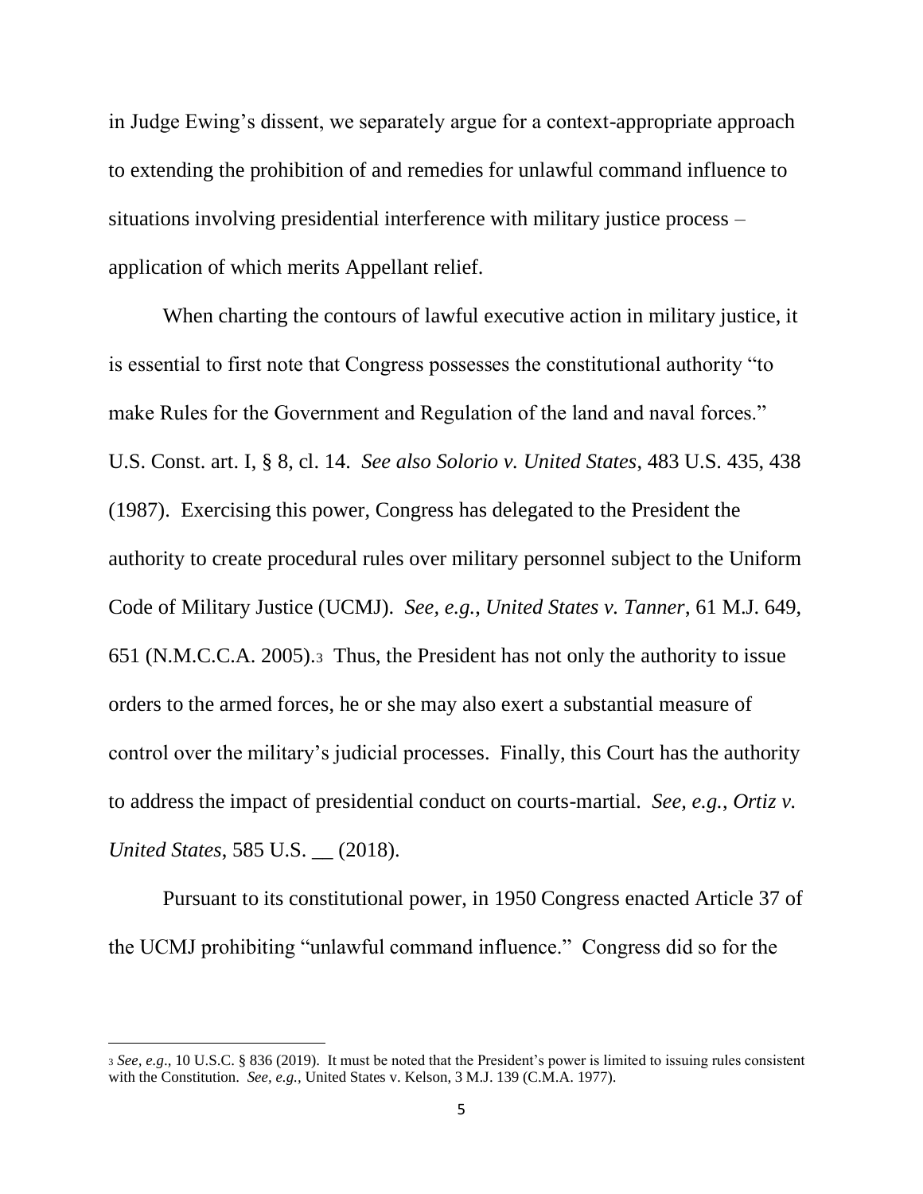in Judge Ewing's dissent, we separately argue for a context-appropriate approach to extending the prohibition of and remedies for unlawful command influence to situations involving presidential interference with military justice process – application of which merits Appellant relief.

When charting the contours of lawful executive action in military justice, it is essential to first note that Congress possesses the constitutional authority "to make Rules for the Government and Regulation of the land and naval forces." U.S. Const. art. I, § 8, cl. 14. *See also Solorio v. United States*, 483 U.S. 435, 438 (1987). Exercising this power, Congress has delegated to the President the authority to create procedural rules over military personnel subject to the Uniform Code of Military Justice (UCMJ). *See, e.g.*, *United States v. Tanner*, 61 M.J. 649, 651 (N.M.C.C.A. 2005).[3] Thus, the President has not only the authority to issue orders to the armed forces, he or she may also exert a substantial measure of control over the military's judicial processes. Finally, this Court has the authority to address the impact of presidential conduct on courts-martial. *See, e.g.*, *Ortiz v. United States*, 585 U.S. __ (2018).

Pursuant to its constitutional power, in 1950 Congress enacted Article 37 of the UCMJ prohibiting "unlawful command influence." Congress did so for the

---

[3] *See, e.g*., 10 U.S.C. § 836 (2019). It must be noted that the President's power is limited to issuing rules consistent with the Constitution. *See, e.g.,* United States v. Kelson, 3 M.J. 139 (C.M.A. 1977).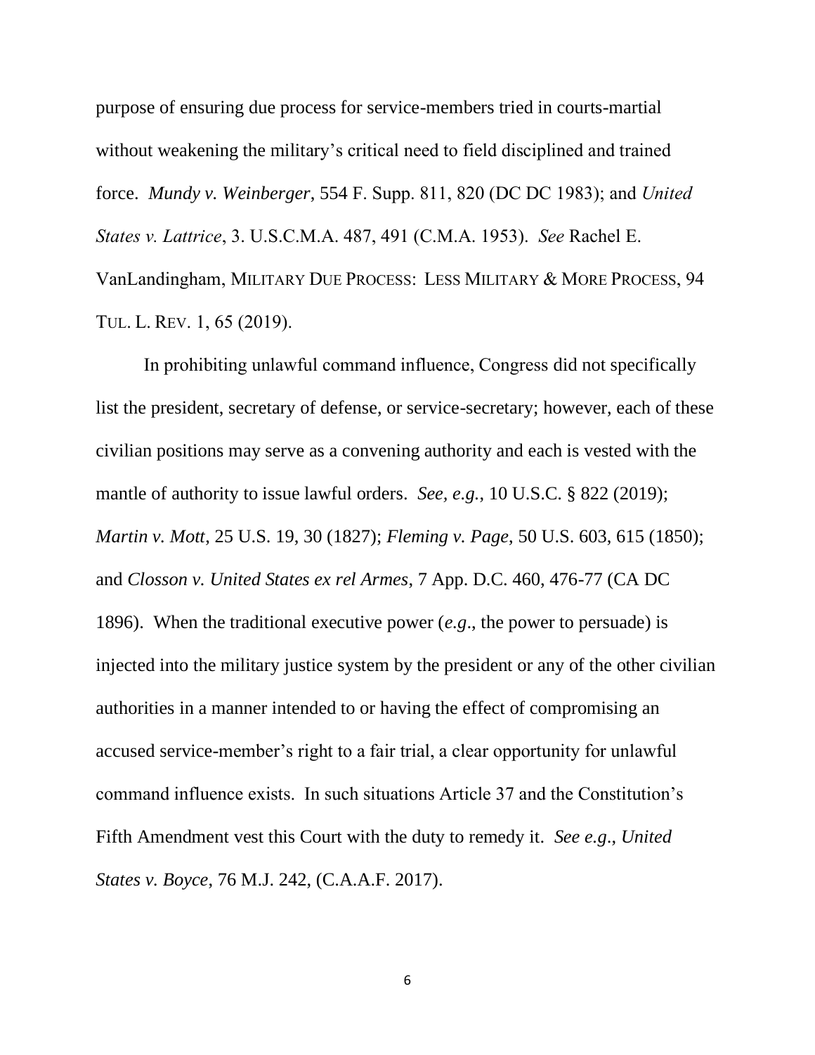purpose of ensuring due process for service-members tried in courts-martial without weakening the military's critical need to field disciplined and trained force. *Mundy v. Weinberger*, 554 F. Supp. 811, 820 (DC DC 1983); and *United States v. Lattrice*, 3. U.S.C.M.A. 487, 491 (C.M.A. 1953). *See* Rachel E. VanLandingham, MILITARY DUE PROCESS: LESS MILITARY & MORE PROCESS, 94 TUL. L. REV. 1, 65 (2019).

In prohibiting unlawful command influence, Congress did not specifically list the president, secretary of defense, or service-secretary; however, each of these civilian positions may serve as a convening authority and each is vested with the mantle of authority to issue lawful orders. *See, e.g.*, 10 U.S.C. § 822 (2019); *Martin v. Mott*, 25 U.S. 19, 30 (1827); *Fleming v. Page*, 50 U.S. 603, 615 (1850); and *Closson v. United States ex rel Armes*, 7 App. D.C. 460, 476-77 (CA DC 1896). When the traditional executive power (*e.g*., the power to persuade) is injected into the military justice system by the president or any of the other civilian authorities in a manner intended to or having the effect of compromising an accused service-member's right to a fair trial, a clear opportunity for unlawful command influence exists. In such situations Article 37 and the Constitution's Fifth Amendment vest this Court with the duty to remedy it. *See e.g*., *United States v. Boyce*, 76 M.J. 242, (C.A.A.F. 2017).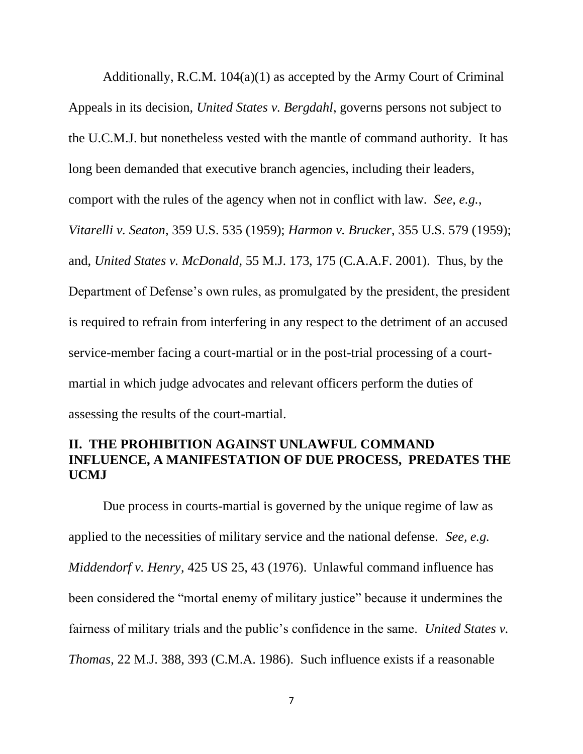Additionally, R.C.M. 104(a)(1) as accepted by the Army Court of Criminal Appeals in its decision, *United States v. Bergdahl*, governs persons not subject to the U.C.M.J. but nonetheless vested with the mantle of command authority. It has long been demanded that executive branch agencies, including their leaders, comport with the rules of the agency when not in conflict with law. *See, e.g.*, *Vitarelli v. Seaton*, 359 U.S. 535 (1959); *Harmon v. Brucker*, 355 U.S. 579 (1959); and, *United States v. McDonald*, 55 M.J. 173, 175 (C.A.A.F. 2001). Thus, by the Department of Defense's own rules, as promulgated by the president, the president is required to refrain from interfering in any respect to the detriment of an accused service-member facing a court-martial or in the post-trial processing of a court-martial in which judge advocates and relevant officers perform the duties of assessing the results of the court-martial.

## II. THE PROHIBITION AGAINST UNLAWFUL COMMAND INFLUENCE, A MANIFESTATION OF DUE PROCESS, PREDATES THE UCMJ

Due process in courts-martial is governed by the unique regime of law as applied to the necessities of military service and the national defense. *See, e.g. Middendorf v. Henry*, 425 US 25, 43 (1976). Unlawful command influence has been considered the "mortal enemy of military justice" because it undermines the fairness of military trials and the public's confidence in the same. *United States v. Thomas*, 22 M.J. 388, 393 (C.M.A. 1986). Such influence exists if a reasonable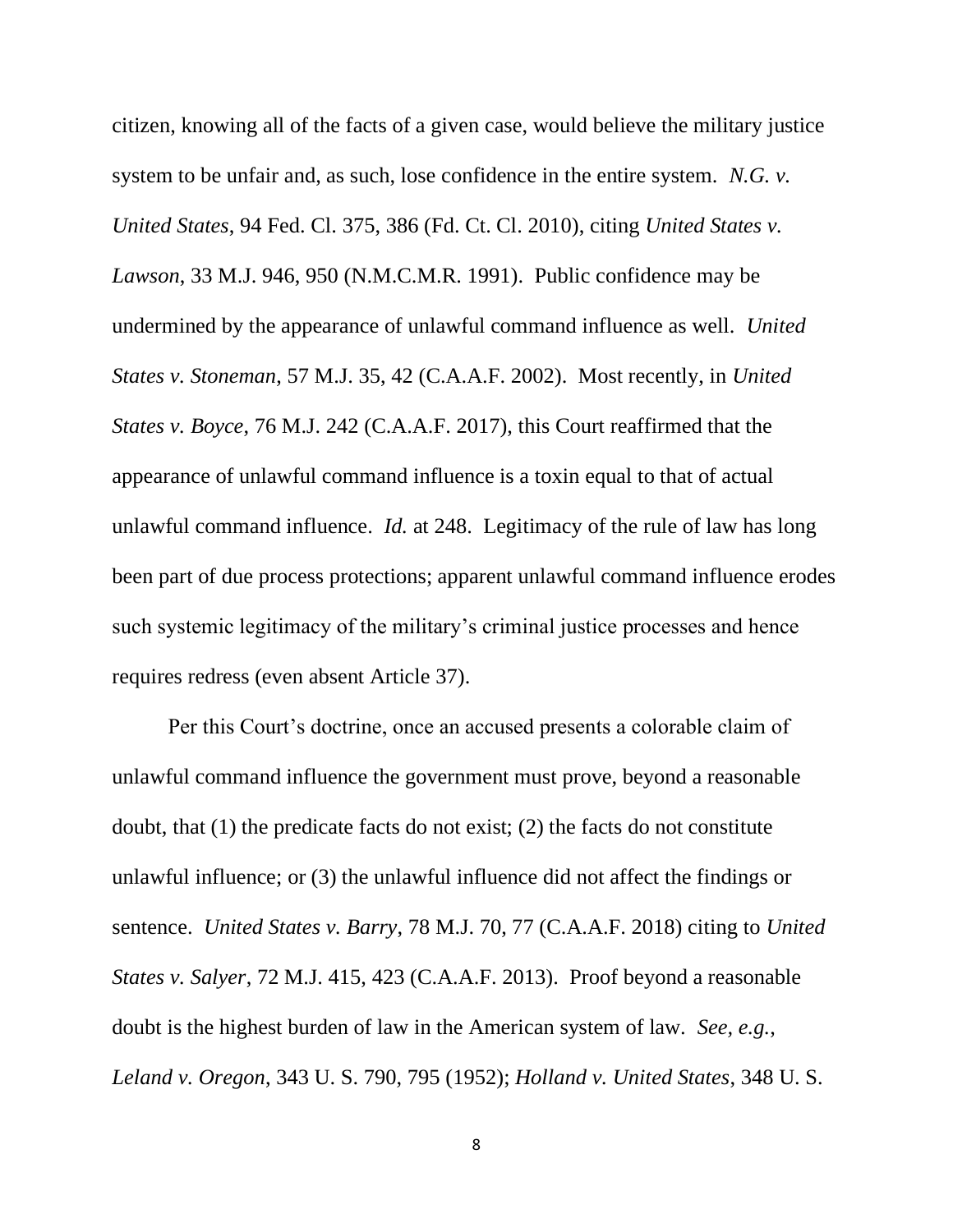citizen, knowing all of the facts of a given case, would believe the military justice system to be unfair and, as such, lose confidence in the entire system. *N.G. v. United States*, 94 Fed. Cl. 375, 386 (Fd. Ct. Cl. 2010), citing *United States v. Lawson*, 33 M.J. 946, 950 (N.M.C.M.R. 1991). Public confidence may be undermined by the appearance of unlawful command influence as well. *United States v. Stoneman*, 57 M.J. 35, 42 (C.A.A.F. 2002). Most recently, in *United States v. Boyce*, 76 M.J. 242 (C.A.A.F. 2017), this Court reaffirmed that the appearance of unlawful command influence is a toxin equal to that of actual unlawful command influence. *Id.* at 248. Legitimacy of the rule of law has long been part of due process protections; apparent unlawful command influence erodes such systemic legitimacy of the military's criminal justice processes and hence requires redress (even absent Article 37).

Per this Court's doctrine, once an accused presents a colorable claim of unlawful command influence the government must prove, beyond a reasonable doubt, that (1) the predicate facts do not exist; (2) the facts do not constitute unlawful influence; or (3) the unlawful influence did not affect the findings or sentence. *United States v. Barry*, 78 M.J. 70, 77 (C.A.A.F. 2018) citing to *United States v. Salyer*, 72 M.J. 415, 423 (C.A.A.F. 2013). Proof beyond a reasonable doubt is the highest burden of law in the American system of law. *See, e.g.*, *Leland v. Oregon*, 343 U. S. 790, 795 (1952); *Holland v. United States*, 348 U. S.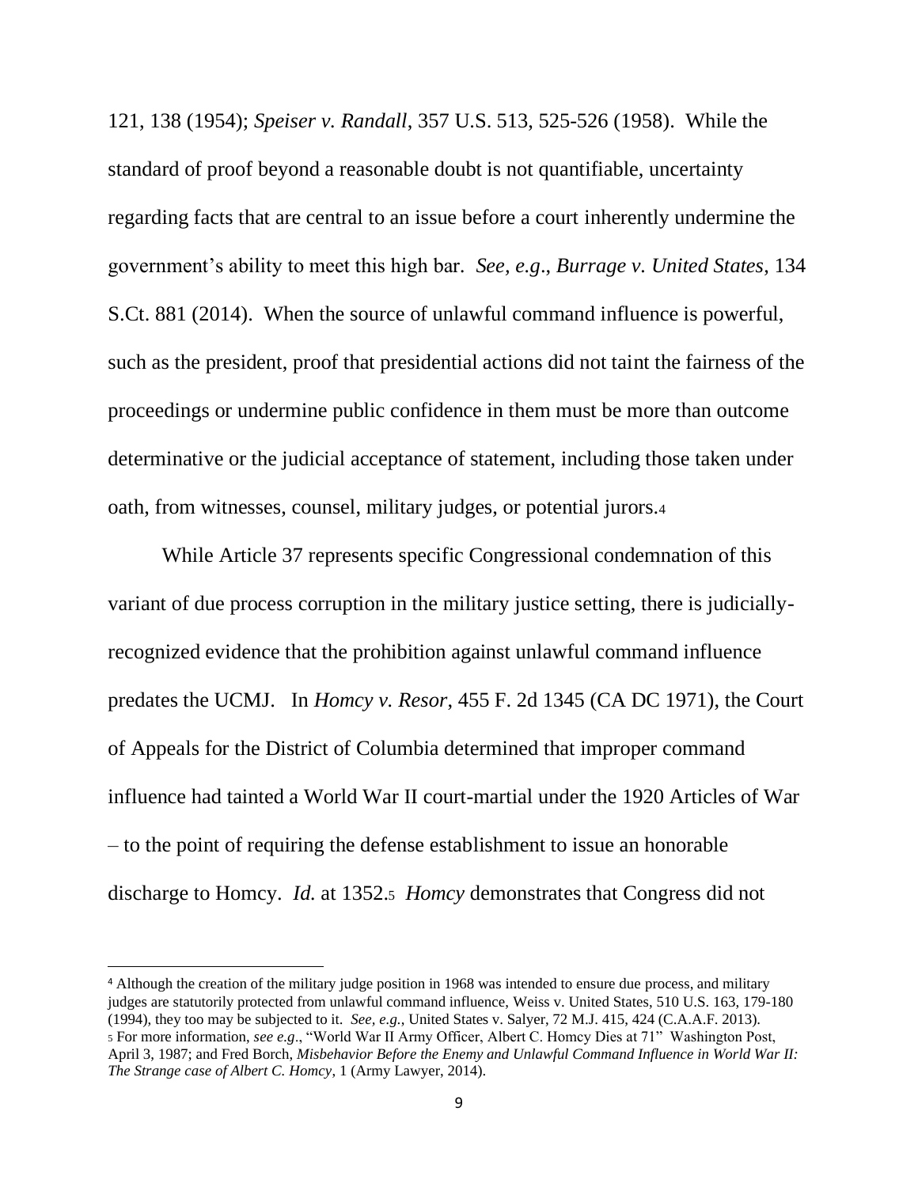121, 138 (1954); *Speiser v. Randall*, 357 U.S. 513, 525-526 (1958). While the standard of proof beyond a reasonable doubt is not quantifiable, uncertainty regarding facts that are central to an issue before a court inherently undermine the government's ability to meet this high bar. *See, e.g*., *Burrage v. United States*, 134 S.Ct. 881 (2014). When the source of unlawful command influence is powerful, such as the president, proof that presidential actions did not taint the fairness of the proceedings or undermine public confidence in them must be more than outcome determinative or the judicial acceptance of statement, including those taken under oath, from witnesses, counsel, military judges, or potential jurors.[4]

While Article 37 represents specific Congressional condemnation of this variant of due process corruption in the military justice setting, there is judicially-recognized evidence that the prohibition against unlawful command influence predates the UCMJ. In *Homcy v. Resor*, 455 F. 2d 1345 (CA DC 1971), the Court of Appeals for the District of Columbia determined that improper command influence had tainted a World War II court-martial under the 1920 Articles of War – to the point of requiring the defense establishment to issue an honorable discharge to Homcy. *Id.* at 1352.[5] *Homcy* demonstrates that Congress did not

---

[4] Although the creation of the military judge position in 1968 was intended to ensure due process, and military judges are statutorily protected from unlawful command influence, Weiss v. United States, 510 U.S. 163, 179-180 (1994), they too may be subjected to it. *See, e.g.*, United States v. Salyer, 72 M.J. 415, 424 (C.A.A.F. 2013).

[5] For more information, *see e.g*., "World War II Army Officer, Albert C. Homcy Dies at 71" Washington Post, April 3, 1987; and Fred Borch, *Misbehavior Before the Enemy and Unlawful Command Influence in World War II: The Strange case of Albert C. Homcy*, 1 (Army Lawyer, 2014).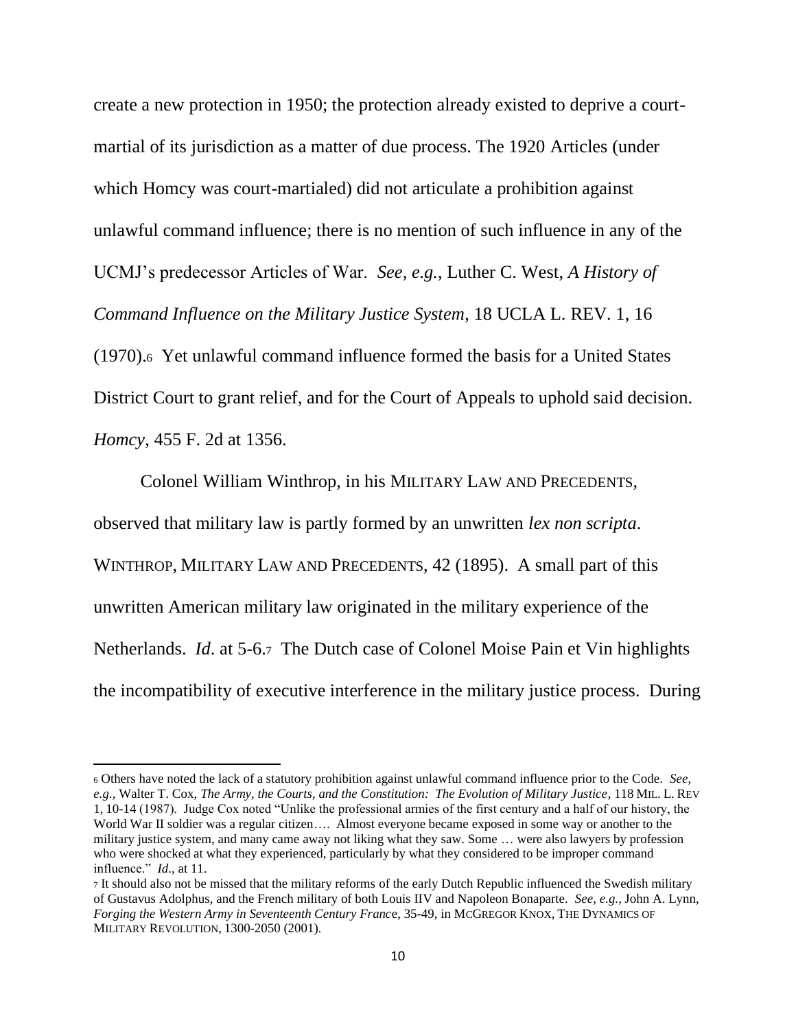create a new protection in 1950; the protection already existed to deprive a court-martial of its jurisdiction as a matter of due process. The 1920 Articles (under which Homcy was court-martialed) did not articulate a prohibition against unlawful command influence; there is no mention of such influence in any of the UCMJ's predecessor Articles of War. *See, e.g.*, Luther C. West, *A History of Command Influence on the Military Justice System*, 18 UCLA L. REV. 1, 16 (1970).[6] Yet unlawful command influence formed the basis for a United States District Court to grant relief, and for the Court of Appeals to uphold said decision. *Homcy*, 455 F. 2d at 1356.

Colonel William Winthrop, in his MILITARY LAW AND PRECEDENTS, observed that military law is partly formed by an unwritten *lex non scripta*. WINTHROP, MILITARY LAW AND PRECEDENTS, 42 (1895). A small part of this unwritten American military law originated in the military experience of the Netherlands. *Id*. at 5-6.[7] The Dutch case of Colonel Moise Pain et Vin highlights the incompatibility of executive interference in the military justice process. During

---

[6] Others have noted the lack of a statutory prohibition against unlawful command influence prior to the Code. *See, e.g.*, Walter T. Cox, *The Army, the Courts, and the Constitution: The Evolution of Military Justice*, 118 MIL. L. REV 1, 10-14 (1987). Judge Cox noted "Unlike the professional armies of the first century and a half of our history, the World War II soldier was a regular citizen…. Almost everyone became exposed in some way or another to the military justice system, and many came away not liking what they saw. Some … were also lawyers by profession who were shocked at what they experienced, particularly by what they considered to be improper command influence." *Id*., at 11.

[7] It should also not be missed that the military reforms of the early Dutch Republic influenced the Swedish military of Gustavus Adolphus, and the French military of both Louis IIV and Napoleon Bonaparte. *See, e.g.*, John A. Lynn, *Forging the Western Army in Seventeenth Century France*, 35-49, in MCGREGOR KNOX, THE DYNAMICS OF MILITARY REVOLUTION, 1300-2050 (2001).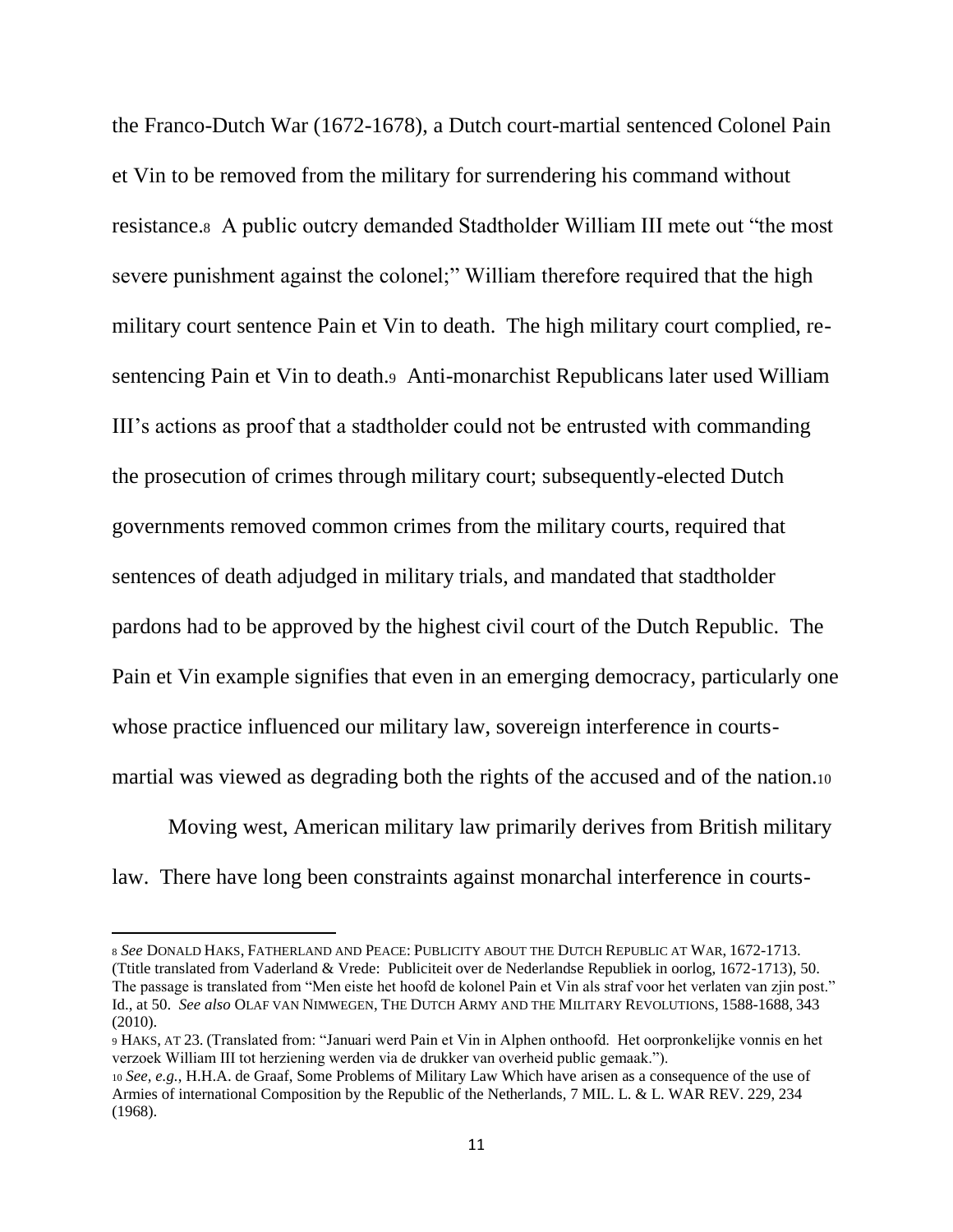the Franco-Dutch War (1672-1678), a Dutch court-martial sentenced Colonel Pain et Vin to be removed from the military for surrendering his command without resistance.[8] A public outcry demanded Stadtholder William III mete out "the most severe punishment against the colonel;" William therefore required that the high military court sentence Pain et Vin to death. The high military court complied, re-sentencing Pain et Vin to death.[9] Anti-monarchist Republicans later used William III's actions as proof that a stadtholder could not be entrusted with commanding the prosecution of crimes through military court; subsequently-elected Dutch governments removed common crimes from the military courts, required that sentences of death adjudged in military trials, and mandated that stadtholder pardons had to be approved by the highest civil court of the Dutch Republic. The Pain et Vin example signifies that even in an emerging democracy, particularly one whose practice influenced our military law, sovereign interference in courts-martial was viewed as degrading both the rights of the accused and of the nation.[10]

Moving west, American military law primarily derives from British military law. There have long been constraints against monarchal interference in courts-

---

[8] *See* DONALD HAKS, FATHERLAND AND PEACE: PUBLICITY ABOUT THE DUTCH REPUBLIC AT WAR, 1672-1713. (Ttitle translated from Vaderland & Vrede: Publiciteit over de Nederlandse Republiek in oorlog, 1672-1713), 50. The passage is translated from "Men eiste het hoofd de kolonel Pain et Vin als straf voor het verlaten van zjin post." Id., at 50. *See also* OLAF VAN NIMWEGEN, THE DUTCH ARMY AND THE MILITARY REVOLUTIONS, 1588-1688, 343 (2010).

[9] HAKS, AT 23. (Translated from: "Januari werd Pain et Vin in Alphen onthoofd. Het oorpronkelijke vonnis en het verzoek William III tot herziening werden via de drukker van overheid public gemaak.").

[10] *See, e.g.*, H.H.A. de Graaf, Some Problems of Military Law Which have arisen as a consequence of the use of Armies of international Composition by the Republic of the Netherlands, 7 MIL. L. & L. WAR REV. 229, 234 (1968).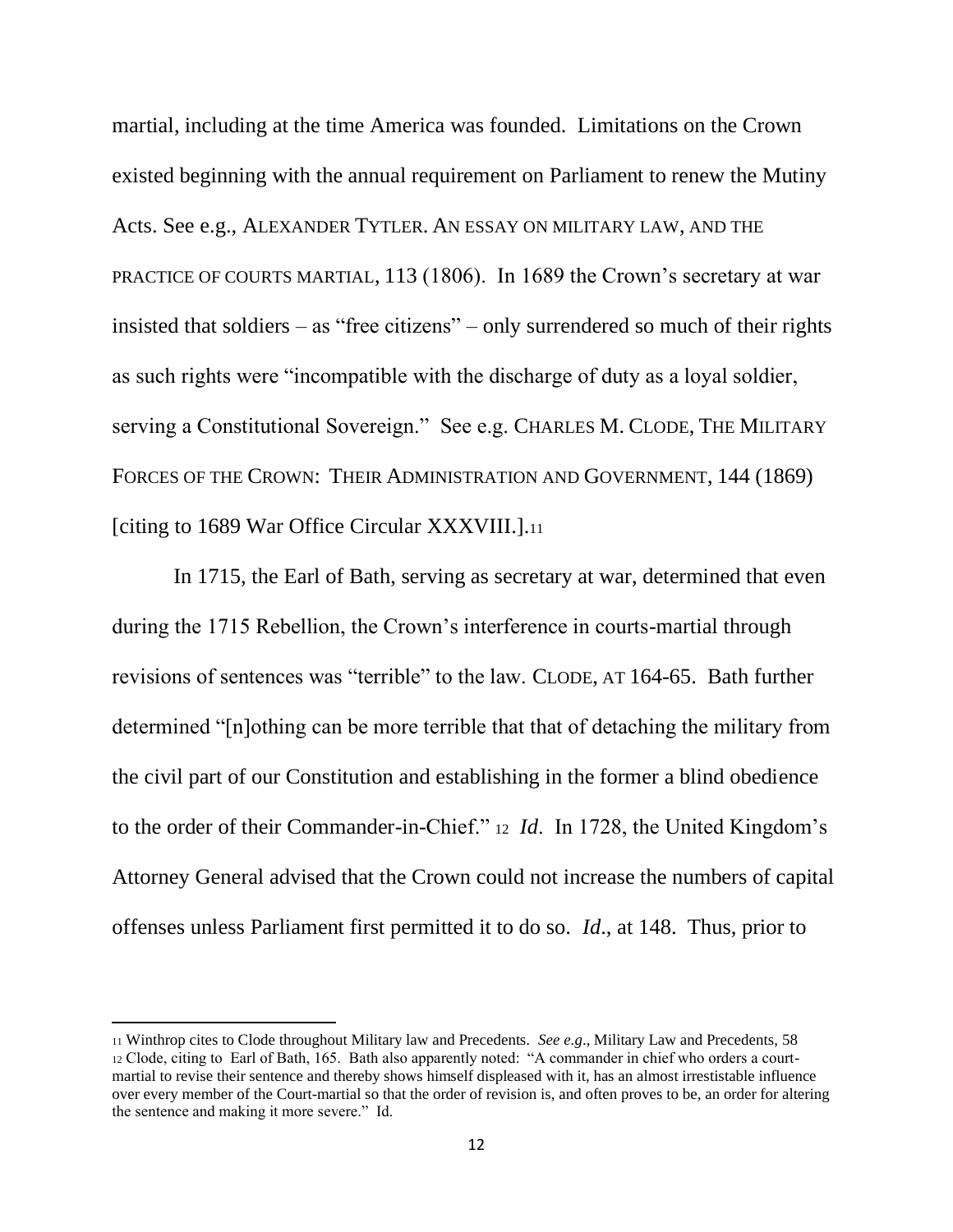martial, including at the time America was founded. Limitations on the Crown existed beginning with the annual requirement on Parliament to renew the Mutiny Acts. See e.g., ALEXANDER TYTLER. AN ESSAY ON MILITARY LAW, AND THE PRACTICE OF COURTS MARTIAL, 113 (1806). In 1689 the Crown's secretary at war insisted that soldiers – as "free citizens" – only surrendered so much of their rights as such rights were "incompatible with the discharge of duty as a loyal soldier, serving a Constitutional Sovereign." See e.g. CHARLES M. CLODE, THE MILITARY FORCES OF THE CROWN: THEIR ADMINISTRATION AND GOVERNMENT, 144 (1869) [citing to 1689 War Office Circular XXXVIII.].[11]

In 1715, the Earl of Bath, serving as secretary at war, determined that even during the 1715 Rebellion, the Crown's interference in courts-martial through revisions of sentences was "terrible" to the law. CLODE, AT 164-65. Bath further determined "[n]othing can be more terrible that that of detaching the military from the civil part of our Constitution and establishing in the former a blind obedience to the order of their Commander-in-Chief." [12] *Id*. In 1728, the United Kingdom's Attorney General advised that the Crown could not increase the numbers of capital offenses unless Parliament first permitted it to do so. *Id*., at 148. Thus, prior to

---

[11] Winthrop cites to Clode throughout Military law and Precedents. *See e.g*., Military Law and Precedents, 58

[12] Clode, citing to Earl of Bath, 165. Bath also apparently noted: "A commander in chief who orders a court-martial to revise their sentence and thereby shows himself displeased with it, has an almost irrestistable influence over every member of the Court-martial so that the order of revision is, and often proves to be, an order for altering the sentence and making it more severe." Id.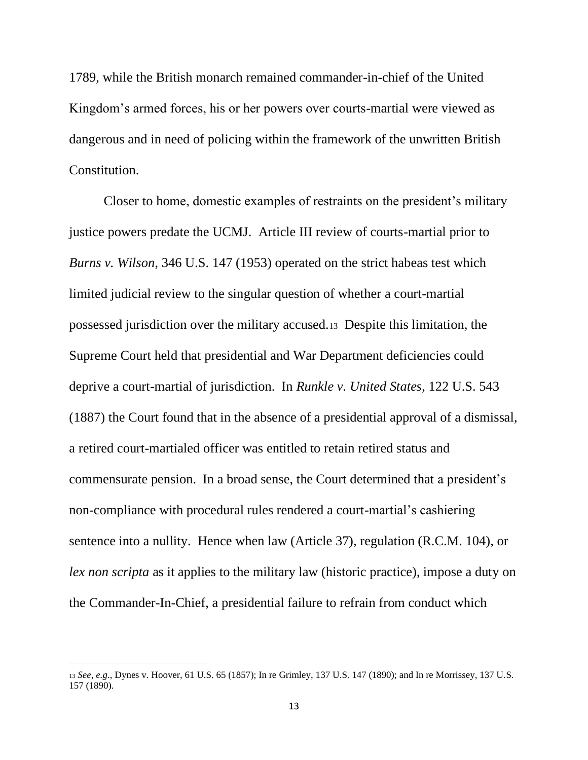1789, while the British monarch remained commander-in-chief of the United Kingdom's armed forces, his or her powers over courts-martial were viewed as dangerous and in need of policing within the framework of the unwritten British Constitution.

Closer to home, domestic examples of restraints on the president's military justice powers predate the UCMJ. Article III review of courts-martial prior to *Burns v. Wilson*, 346 U.S. 147 (1953) operated on the strict habeas test which limited judicial review to the singular question of whether a court-martial possessed jurisdiction over the military accused.[13] Despite this limitation, the Supreme Court held that presidential and War Department deficiencies could deprive a court-martial of jurisdiction. In *Runkle v. United States*, 122 U.S. 543 (1887) the Court found that in the absence of a presidential approval of a dismissal, a retired court-martialed officer was entitled to retain retired status and commensurate pension. In a broad sense, the Court determined that a president's non-compliance with procedural rules rendered a court-martial's cashiering sentence into a nullity. Hence when law (Article 37), regulation (R.C.M. 104), or *lex non scripta* as it applies to the military law (historic practice), impose a duty on the Commander-In-Chief, a presidential failure to refrain from conduct which

---

[13] *See, e.g.*, Dynes v. Hoover, 61 U.S. 65 (1857); In re Grimley, 137 U.S. 147 (1890); and In re Morrissey, 137 U.S. 157 (1890).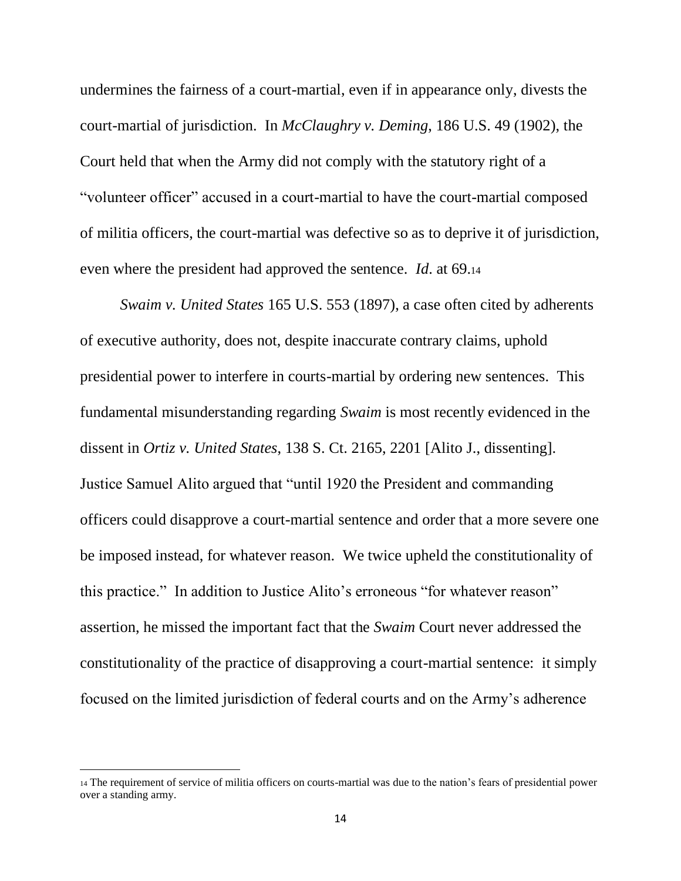undermines the fairness of a court-martial, even if in appearance only, divests the court-martial of jurisdiction. In *McClaughry v. Deming*, 186 U.S. 49 (1902), the Court held that when the Army did not comply with the statutory right of a "volunteer officer" accused in a court-martial to have the court-martial composed of militia officers, the court-martial was defective so as to deprive it of jurisdiction, even where the president had approved the sentence. *Id.* at 69.[14]

*Swaim v. United States* 165 U.S. 553 (1897), a case often cited by adherents of executive authority, does not, despite inaccurate contrary claims, uphold presidential power to interfere in courts-martial by ordering new sentences. This fundamental misunderstanding regarding *Swaim* is most recently evidenced in the dissent in *Ortiz v. United States*, 138 S. Ct. 2165, 2201 [Alito J., dissenting]. Justice Samuel Alito argued that "until 1920 the President and commanding officers could disapprove a court-martial sentence and order that a more severe one be imposed instead, for whatever reason. We twice upheld the constitutionality of this practice." In addition to Justice Alito's erroneous "for whatever reason" assertion, he missed the important fact that the *Swaim* Court never addressed the constitutionality of the practice of disapproving a court-martial sentence: it simply focused on the limited jurisdiction of federal courts and on the Army's adherence

[14] The requirement of service of militia officers on courts-martial was due to the nation's fears of presidential power over a standing army.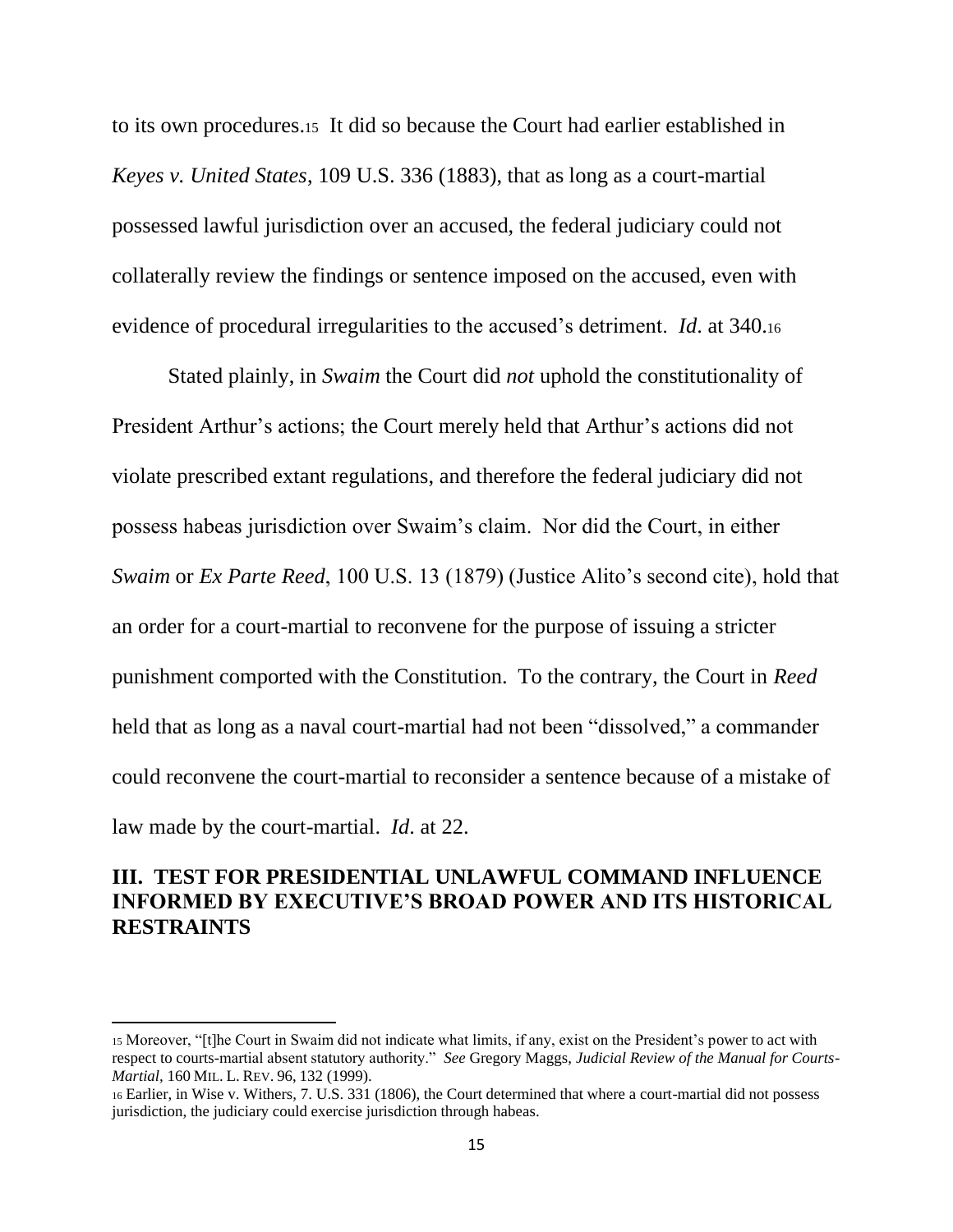to its own procedures.[15] It did so because the Court had earlier established in *Keyes v. United States*, 109 U.S. 336 (1883), that as long as a court-martial possessed lawful jurisdiction over an accused, the federal judiciary could not collaterally review the findings or sentence imposed on the accused, even with evidence of procedural irregularities to the accused's detriment. *Id*. at 340.[16]

Stated plainly, in *Swaim* the Court did *not* uphold the constitutionality of President Arthur's actions; the Court merely held that Arthur's actions did not violate prescribed extant regulations, and therefore the federal judiciary did not possess habeas jurisdiction over Swaim's claim. Nor did the Court, in either *Swaim* or *Ex Parte Reed*, 100 U.S. 13 (1879) (Justice Alito's second cite), hold that an order for a court-martial to reconvene for the purpose of issuing a stricter punishment comported with the Constitution. To the contrary, the Court in *Reed* held that as long as a naval court-martial had not been "dissolved," a commander could reconvene the court-martial to reconsider a sentence because of a mistake of law made by the court-martial. *Id*. at 22.

## III. TEST FOR PRESIDENTIAL UNLAWFUL COMMAND INFLUENCE INFORMED BY EXECUTIVE'S BROAD POWER AND ITS HISTORICAL RESTRAINTS

---

[15] Moreover, "[t]he Court in Swaim did not indicate what limits, if any, exist on the President's power to act with respect to courts-martial absent statutory authority." *See* Gregory Maggs, *Judicial Review of the Manual for Courts-Martial*, 160 MIL. L. REV. 96, 132 (1999).

[16] Earlier, in Wise v. Withers, 7. U.S. 331 (1806), the Court determined that where a court-martial did not possess jurisdiction, the judiciary could exercise jurisdiction through habeas.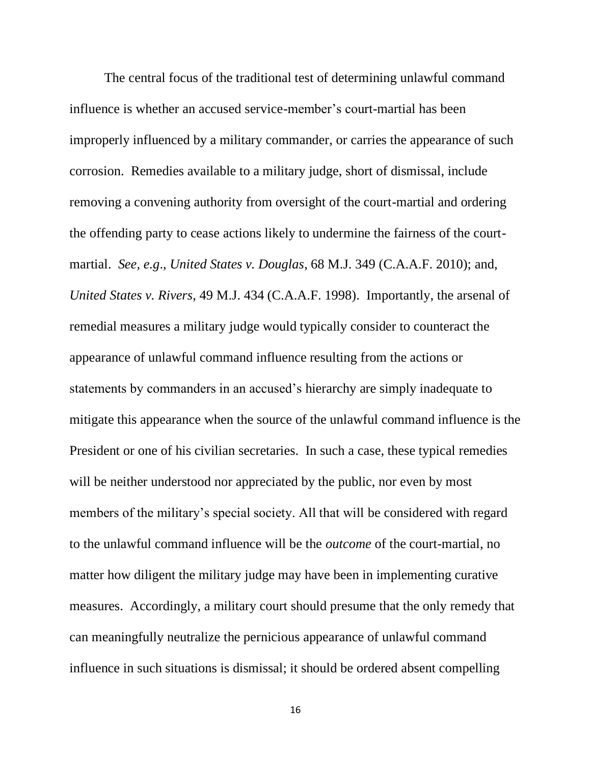The central focus of the traditional test of determining unlawful command influence is whether an accused service-member's court-martial has been improperly influenced by a military commander, or carries the appearance of such corrosion. Remedies available to a military judge, short of dismissal, include removing a convening authority from oversight of the court-martial and ordering the offending party to cease actions likely to undermine the fairness of the court-martial. *See, e.g*., *United States v. Douglas*, 68 M.J. 349 (C.A.A.F. 2010); and, *United States v. Rivers*, 49 M.J. 434 (C.A.A.F. 1998). Importantly, the arsenal of remedial measures a military judge would typically consider to counteract the appearance of unlawful command influence resulting from the actions or statements by commanders in an accused's hierarchy are simply inadequate to mitigate this appearance when the source of the unlawful command influence is the President or one of his civilian secretaries. In such a case, these typical remedies will be neither understood nor appreciated by the public, nor even by most members of the military's special society. All that will be considered with regard to the unlawful command influence will be the *outcome* of the court-martial, no matter how diligent the military judge may have been in implementing curative measures. Accordingly, a military court should presume that the only remedy that can meaningfully neutralize the pernicious appearance of unlawful command influence in such situations is dismissal; it should be ordered absent compelling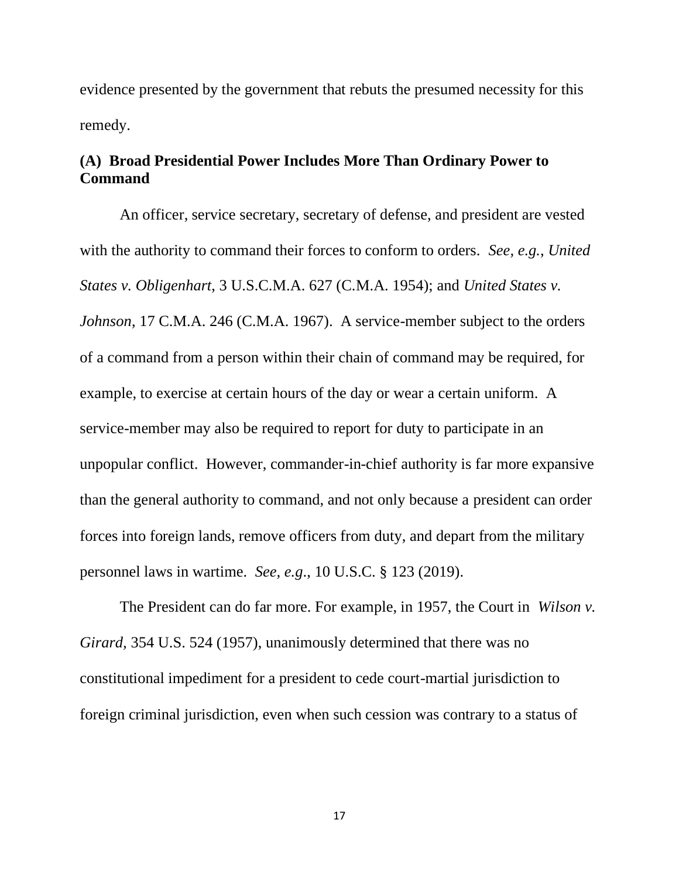evidence presented by the government that rebuts the presumed necessity for this remedy.

**(A) Broad Presidential Power Includes More Than Ordinary Power to Command**

An officer, service secretary, secretary of defense, and president are vested with the authority to command their forces to conform to orders. *See, e.g.*, *United States v. Obligenhart*, 3 U.S.C.M.A. 627 (C.M.A. 1954); and *United States v. Johnson*, 17 C.M.A. 246 (C.M.A. 1967). A service-member subject to the orders of a command from a person within their chain of command may be required, for example, to exercise at certain hours of the day or wear a certain uniform. A service-member may also be required to report for duty to participate in an unpopular conflict. However, commander-in-chief authority is far more expansive than the general authority to command, and not only because a president can order forces into foreign lands, remove officers from duty, and depart from the military personnel laws in wartime. *See, e.g.*, 10 U.S.C. § 123 (2019).

The President can do far more. For example, in 1957, the Court in *Wilson v. Girard*, 354 U.S. 524 (1957), unanimously determined that there was no constitutional impediment for a president to cede court-martial jurisdiction to foreign criminal jurisdiction, even when such cession was contrary to a status of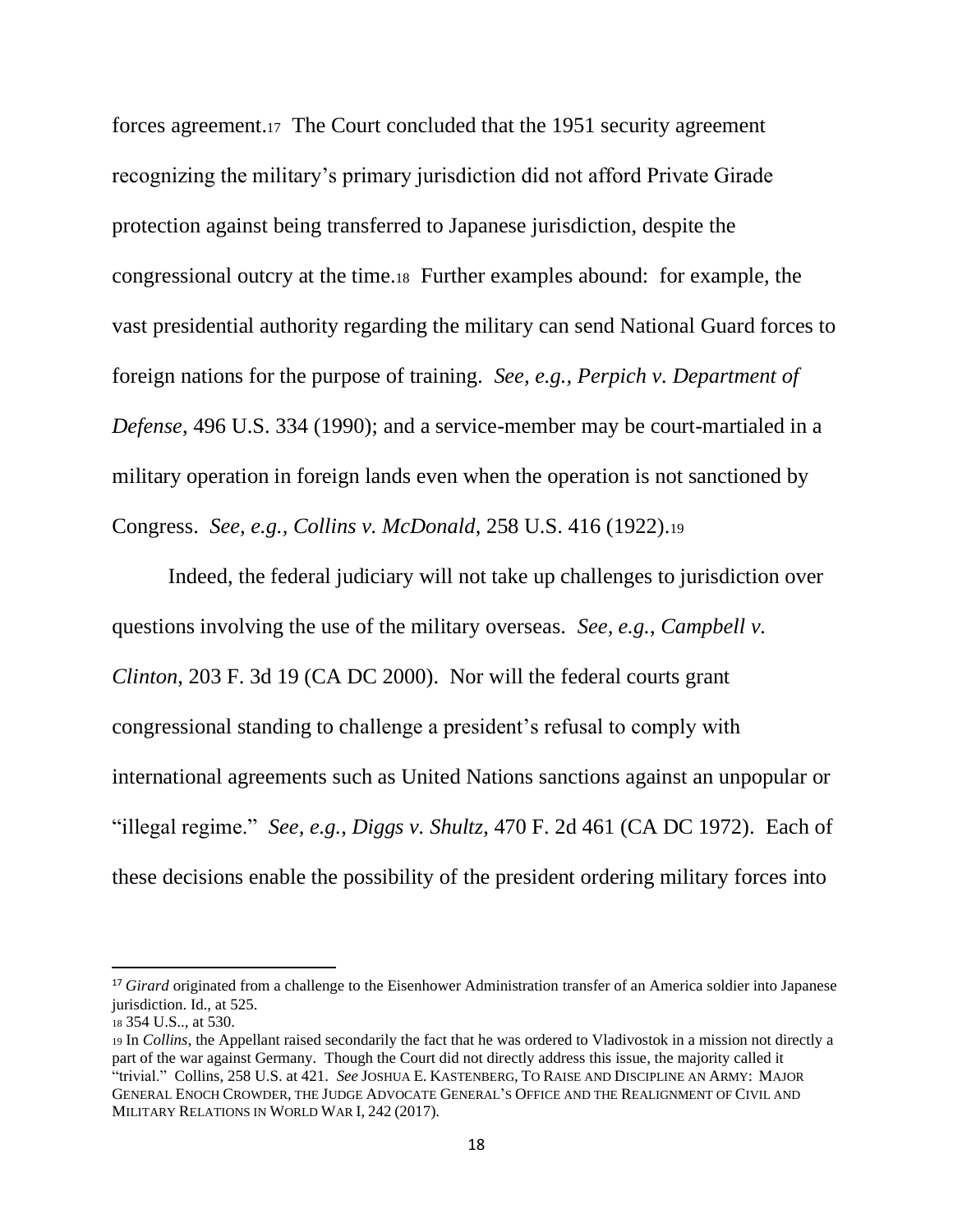forces agreement.[17] The Court concluded that the 1951 security agreement recognizing the military's primary jurisdiction did not afford Private Girade protection against being transferred to Japanese jurisdiction, despite the congressional outcry at the time.[18] Further examples abound: for example, the vast presidential authority regarding the military can send National Guard forces to foreign nations for the purpose of training. *See, e.g., Perpich v. Department of Defense*, 496 U.S. 334 (1990); and a service-member may be court-martialed in a military operation in foreign lands even when the operation is not sanctioned by Congress. *See, e.g., Collins v. McDonald*, 258 U.S. 416 (1922).[19]

Indeed, the federal judiciary will not take up challenges to jurisdiction over questions involving the use of the military overseas. *See, e.g.*, *Campbell v. Clinton*, 203 F. 3d 19 (CA DC 2000). Nor will the federal courts grant congressional standing to challenge a president's refusal to comply with international agreements such as United Nations sanctions against an unpopular or "illegal regime." *See, e.g., Diggs v. Shultz*, 470 F. 2d 461 (CA DC 1972). Each of these decisions enable the possibility of the president ordering military forces into

---

[17] *Girard* originated from a challenge to the Eisenhower Administration transfer of an America soldier into Japanese jurisdiction. Id., at 525.

[18] 354 U.S.., at 530.

[19] In *Collins*, the Appellant raised secondarily the fact that he was ordered to Vladivostok in a mission not directly a part of the war against Germany. Though the Court did not directly address this issue, the majority called it "trivial." Collins, 258 U.S. at 421. *See* JOSHUA E. KASTENBERG, TO RAISE AND DISCIPLINE AN ARMY: MAJOR GENERAL ENOCH CROWDER, THE JUDGE ADVOCATE GENERAL'S OFFICE AND THE REALIGNMENT OF CIVIL AND MILITARY RELATIONS IN WORLD WAR I, 242 (2017).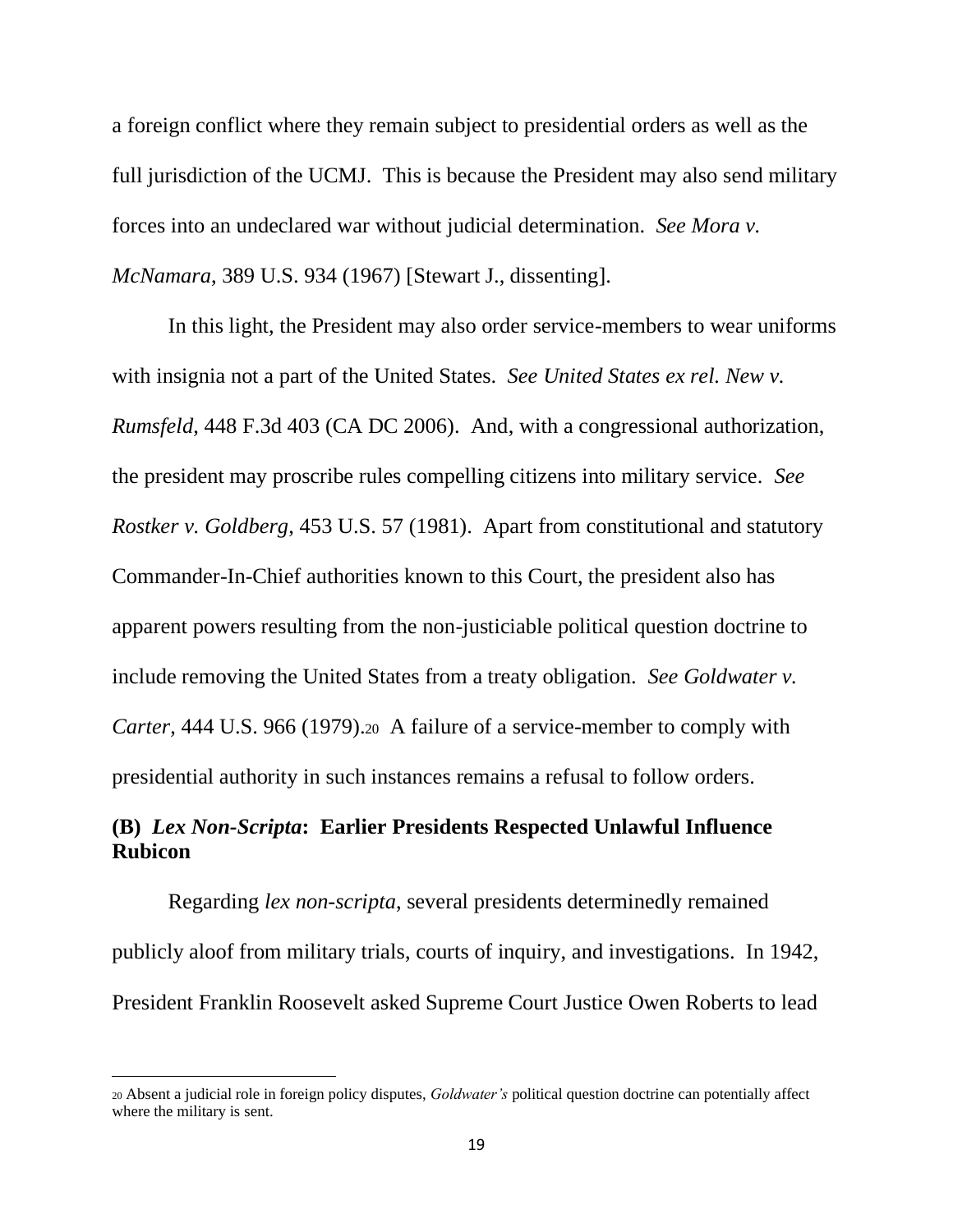a foreign conflict where they remain subject to presidential orders as well as the full jurisdiction of the UCMJ. This is because the President may also send military forces into an undeclared war without judicial determination. *See Mora v. McNamara*, 389 U.S. 934 (1967) [Stewart J., dissenting].

In this light, the President may also order service-members to wear uniforms with insignia not a part of the United States. *See United States ex rel. New v. Rumsfeld*, 448 F.3d 403 (CA DC 2006). And, with a congressional authorization, the president may proscribe rules compelling citizens into military service. *See Rostker v. Goldberg*, 453 U.S. 57 (1981). Apart from constitutional and statutory Commander-In-Chief authorities known to this Court, the president also has apparent powers resulting from the non-justiciable political question doctrine to include removing the United States from a treaty obligation. *See Goldwater v. Carter*, 444 U.S. 966 (1979).[20] A failure of a service-member to comply with presidential authority in such instances remains a refusal to follow orders.

### (B) *Lex Non-Scripta*: Earlier Presidents Respected Unlawful Influence Rubicon

Regarding *lex non-scripta*, several presidents determinedly remained publicly aloof from military trials, courts of inquiry, and investigations. In 1942, President Franklin Roosevelt asked Supreme Court Justice Owen Roberts to lead

---

[20] Absent a judicial role in foreign policy disputes, *Goldwater's* political question doctrine can potentially affect where the military is sent.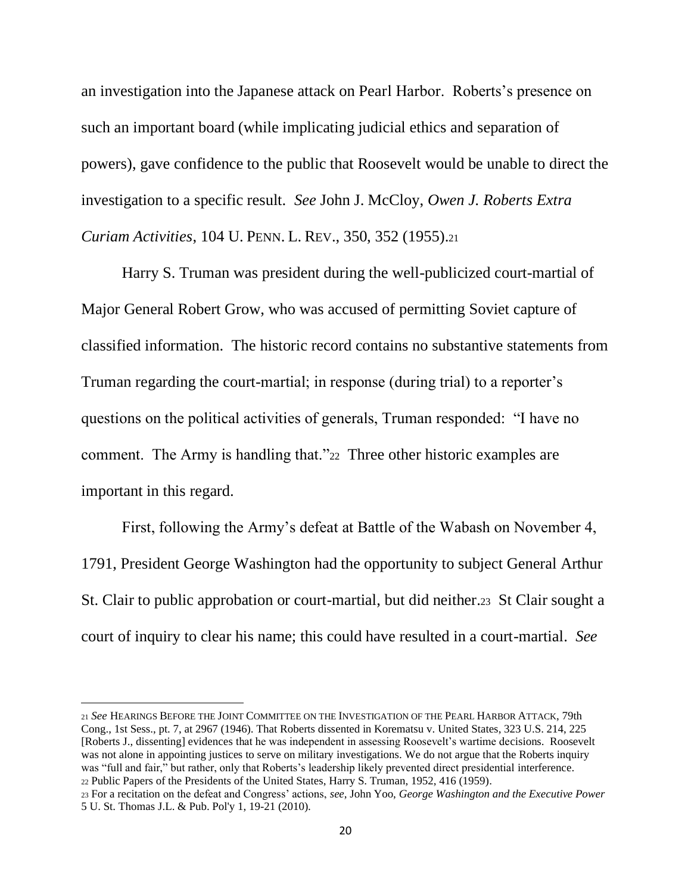an investigation into the Japanese attack on Pearl Harbor. Roberts's presence on such an important board (while implicating judicial ethics and separation of powers), gave confidence to the public that Roosevelt would be unable to direct the investigation to a specific result. *See* John J. McCloy, *Owen J. Roberts Extra Curiam Activities*, 104 U. PENN. L. REV., 350, 352 (1955).[21]

Harry S. Truman was president during the well-publicized court-martial of Major General Robert Grow, who was accused of permitting Soviet capture of classified information. The historic record contains no substantive statements from Truman regarding the court-martial; in response (during trial) to a reporter's questions on the political activities of generals, Truman responded: "I have no comment. The Army is handling that."[22] Three other historic examples are important in this regard.

First, following the Army's defeat at Battle of the Wabash on November 4, 1791, President George Washington had the opportunity to subject General Arthur St. Clair to public approbation or court-martial, but did neither.[23] St Clair sought a court of inquiry to clear his name; this could have resulted in a court-martial. *See*

---

[21] *See* HEARINGS BEFORE THE JOINT COMMITTEE ON THE INVESTIGATION OF THE PEARL HARBOR ATTACK, 79th Cong., 1st Sess., pt. 7, at 2967 (1946). That Roberts dissented in Korematsu v. United States, 323 U.S. 214, 225 [Roberts J., dissenting] evidences that he was independent in assessing Roosevelt's wartime decisions. Roosevelt was not alone in appointing justices to serve on military investigations. We do not argue that the Roberts inquiry was "full and fair," but rather, only that Roberts's leadership likely prevented direct presidential interference.

[22] Public Papers of the Presidents of the United States, Harry S. Truman, 1952, 416 (1959).

[23] For a recitation on the defeat and Congress' actions, *see*, John Yoo, *George Washington and the Executive Power* 5 U. St. Thomas J.L. & Pub. Pol'y 1, 19-21 (2010).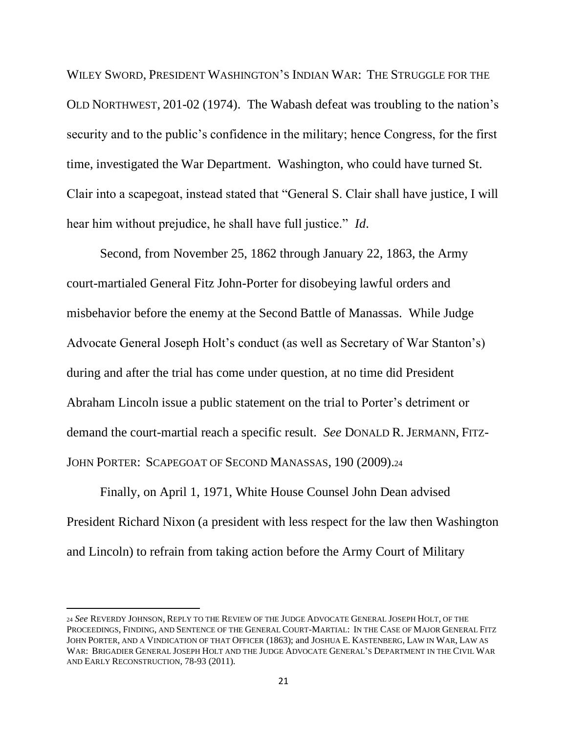WILEY SWORD, PRESIDENT WASHINGTON'S INDIAN WAR: THE STRUGGLE FOR THE OLD NORTHWEST, 201-02 (1974). The Wabash defeat was troubling to the nation's security and to the public's confidence in the military; hence Congress, for the first time, investigated the War Department. Washington, who could have turned St. Clair into a scapegoat, instead stated that "General S. Clair shall have justice, I will hear him without prejudice, he shall have full justice." *Id*.

Second, from November 25, 1862 through January 22, 1863, the Army court-martialed General Fitz John-Porter for disobeying lawful orders and misbehavior before the enemy at the Second Battle of Manassas. While Judge Advocate General Joseph Holt's conduct (as well as Secretary of War Stanton's) during and after the trial has come under question, at no time did President Abraham Lincoln issue a public statement on the trial to Porter's detriment or demand the court-martial reach a specific result. *See* DONALD R. JERMANN, FITZ-JOHN PORTER: SCAPEGOAT OF SECOND MANASSAS, 190 (2009).[24]

Finally, on April 1, 1971, White House Counsel John Dean advised President Richard Nixon (a president with less respect for the law then Washington and Lincoln) to refrain from taking action before the Army Court of Military

---

[24] *See* REVERDY JOHNSON, REPLY TO THE REVIEW OF THE JUDGE ADVOCATE GENERAL JOSEPH HOLT, OF THE PROCEEDINGS, FINDING, AND SENTENCE OF THE GENERAL COURT-MARTIAL: IN THE CASE OF MAJOR GENERAL FITZ JOHN PORTER, AND A VINDICATION OF THAT OFFICER (1863); and JOSHUA E. KASTENBERG, LAW IN WAR, LAW AS WAR: BRIGADIER GENERAL JOSEPH HOLT AND THE JUDGE ADVOCATE GENERAL'S DEPARTMENT IN THE CIVIL WAR AND EARLY RECONSTRUCTION, 78-93 (2011).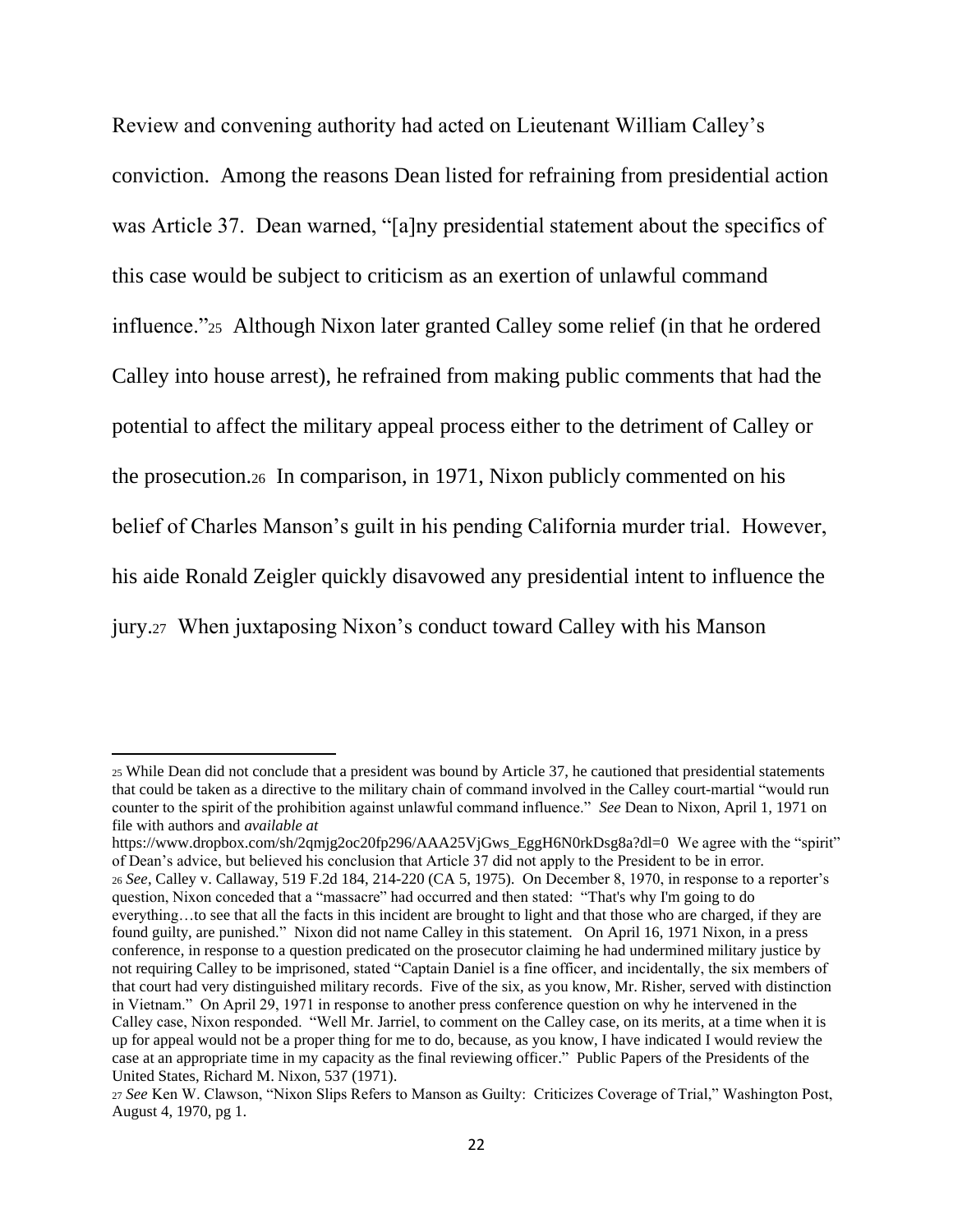Review and convening authority had acted on Lieutenant William Calley's conviction. Among the reasons Dean listed for refraining from presidential action was Article 37. Dean warned, "[a]ny presidential statement about the specifics of this case would be subject to criticism as an exertion of unlawful command influence."[25] Although Nixon later granted Calley some relief (in that he ordered Calley into house arrest), he refrained from making public comments that had the potential to affect the military appeal process either to the detriment of Calley or the prosecution.[26] In comparison, in 1971, Nixon publicly commented on his belief of Charles Manson's guilt in his pending California murder trial. However, his aide Ronald Zeigler quickly disavowed any presidential intent to influence the jury.[27] When juxtaposing Nixon's conduct toward Calley with his Manson

---

[25] While Dean did not conclude that a president was bound by Article 37, he cautioned that presidential statements that could be taken as a directive to the military chain of command involved in the Calley court-martial "would run counter to the spirit of the prohibition against unlawful command influence." *See* Dean to Nixon, April 1, 1971 on file with authors and *available at* https://www.dropbox.com/sh/2qmjg2oc20fp296/AAA25VjGws_EggH6N0rkDsg8a?dl=0 We agree with the "spirit" of Dean's advice, but believed his conclusion that Article 37 did not apply to the President to be in error.

[26] *See*, Calley v. Callaway, 519 F.2d 184, 214-220 (CA 5, 1975). On December 8, 1970, in response to a reporter's question, Nixon conceded that a "massacre" had occurred and then stated: "That's why I'm going to do everything…to see that all the facts in this incident are brought to light and that those who are charged, if they are found guilty, are punished." Nixon did not name Calley in this statement. On April 16, 1971 Nixon, in a press conference, in response to a question predicated on the prosecutor claiming he had undermined military justice by not requiring Calley to be imprisoned, stated "Captain Daniel is a fine officer, and incidentally, the six members of that court had very distinguished military records. Five of the six, as you know, Mr. Risher, served with distinction in Vietnam." On April 29, 1971 in response to another press conference question on why he intervened in the Calley case, Nixon responded. "Well Mr. Jarriel, to comment on the Calley case, on its merits, at a time when it is up for appeal would not be a proper thing for me to do, because, as you know, I have indicated I would review the case at an appropriate time in my capacity as the final reviewing officer." Public Papers of the Presidents of the United States, Richard M. Nixon, 537 (1971).

[27] *See* Ken W. Clawson, "Nixon Slips Refers to Manson as Guilty: Criticizes Coverage of Trial," Washington Post, August 4, 1970, pg 1.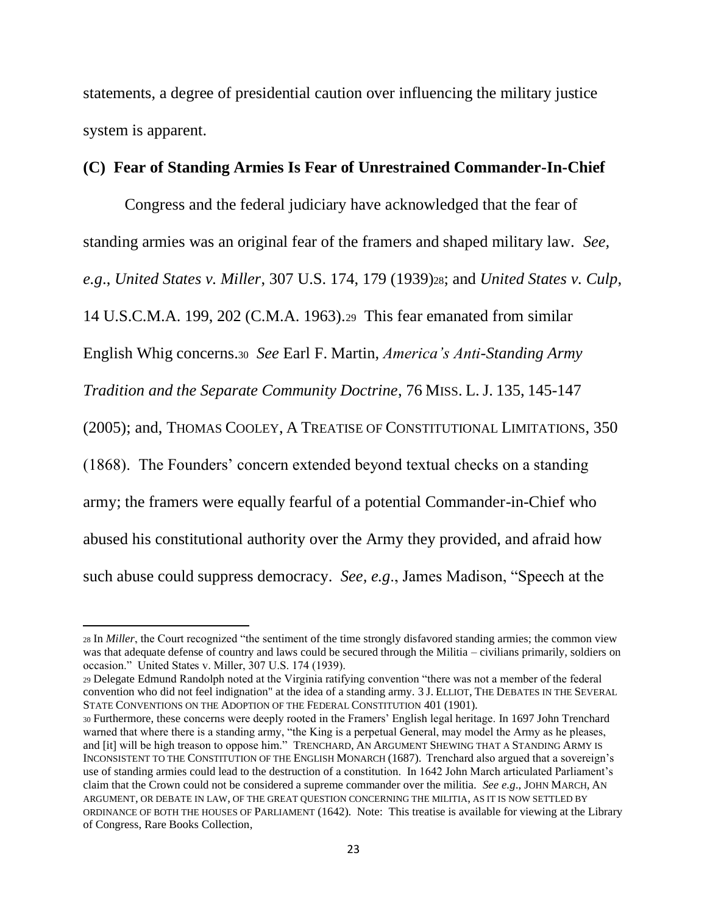statements, a degree of presidential caution over influencing the military justice system is apparent.

**(C) Fear of Standing Armies Is Fear of Unrestrained Commander-In-Chief**

Congress and the federal judiciary have acknowledged that the fear of standing armies was an original fear of the framers and shaped military law. *See, e.g.*, *United States v. Miller*, 307 U.S. 174, 179 (1939)[28]; and *United States v. Culp*, 14 U.S.C.M.A. 199, 202 (C.M.A. 1963).[29] This fear emanated from similar English Whig concerns.[30] *See* Earl F. Martin, *America's Anti-Standing Army Tradition and the Separate Community Doctrine*, 76 MISS. L. J. 135, 145-147 (2005); and, THOMAS COOLEY, A TREATISE OF CONSTITUTIONAL LIMITATIONS, 350 (1868). The Founders' concern extended beyond textual checks on a standing army; the framers were equally fearful of a potential Commander-in-Chief who abused his constitutional authority over the Army they provided, and afraid how such abuse could suppress democracy. *See, e.g.*, James Madison, "Speech at the

---

[28] In *Miller*, the Court recognized "the sentiment of the time strongly disfavored standing armies; the common view was that adequate defense of country and laws could be secured through the Militia – civilians primarily, soldiers on occasion." United States v. Miller, 307 U.S. 174 (1939).

[29] Delegate Edmund Randolph noted at the Virginia ratifying convention "there was not a member of the federal convention who did not feel indignation" at the idea of a standing army. 3 J. ELLIOT, THE DEBATES IN THE SEVERAL STATE CONVENTIONS ON THE ADOPTION OF THE FEDERAL CONSTITUTION 401 (1901).

[30] Furthermore, these concerns were deeply rooted in the Framers' English legal heritage. In 1697 John Trenchard warned that where there is a standing army, "the King is a perpetual General, may model the Army as he pleases, and [it] will be high treason to oppose him." TRENCHARD, AN ARGUMENT SHEWING THAT A STANDING ARMY IS INCONSISTENT TO THE CONSTITUTION OF THE ENGLISH MONARCH (1687). Trenchard also argued that a sovereign's use of standing armies could lead to the destruction of a constitution. In 1642 John March articulated Parliament's claim that the Crown could not be considered a supreme commander over the militia. *See e.g.*, JOHN MARCH, AN ARGUMENT, OR DEBATE IN LAW, OF THE GREAT QUESTION CONCERNING THE MILITIA, AS IT IS NOW SETTLED BY ORDINANCE OF BOTH THE HOUSES OF PARLIAMENT (1642). Note: This treatise is available for viewing at the Library of Congress, Rare Books Collection,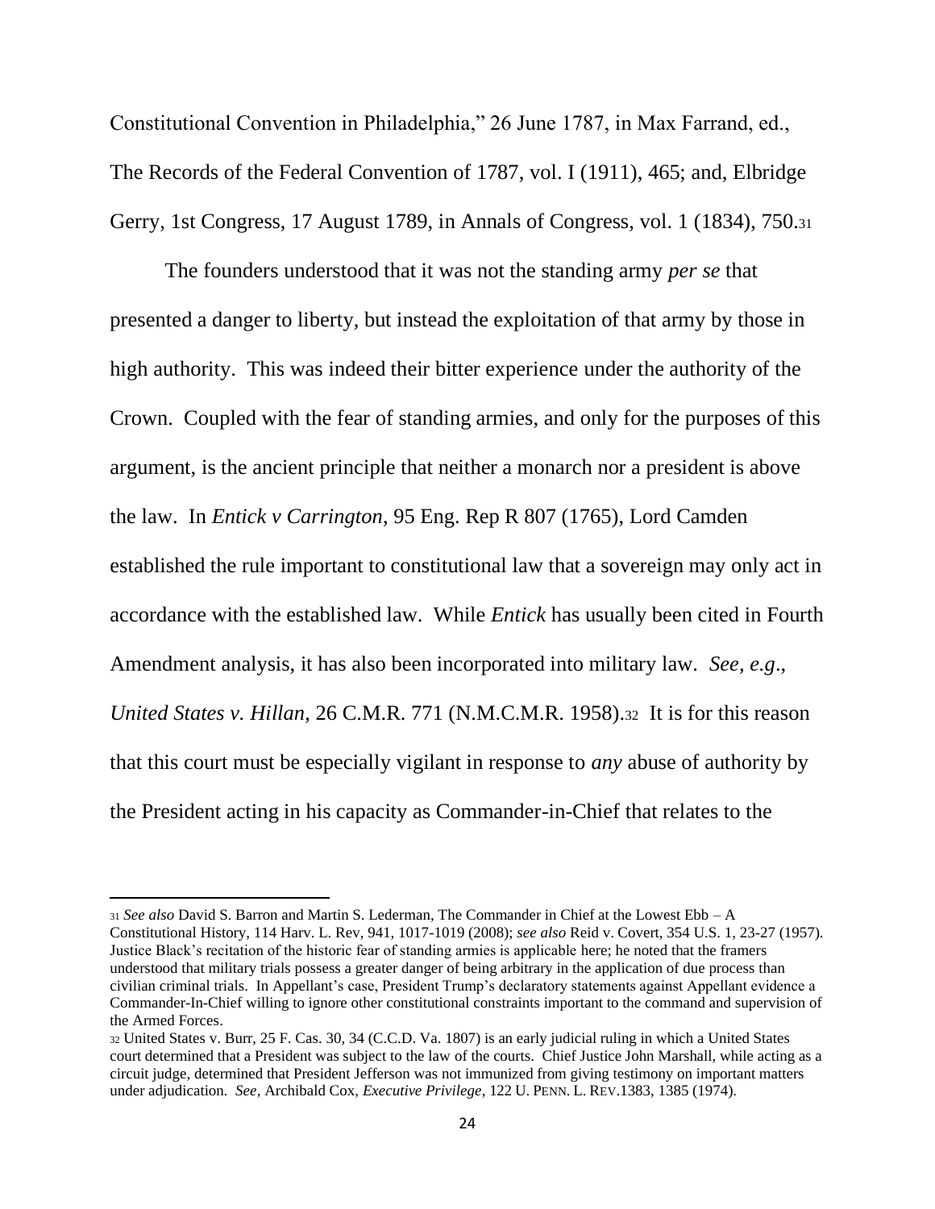Constitutional Convention in Philadelphia," 26 June 1787, in Max Farrand, ed., The Records of the Federal Convention of 1787, vol. I (1911), 465; and, Elbridge Gerry, 1st Congress, 17 August 1789, in Annals of Congress, vol. 1 (1834), 750.[31]

The founders understood that it was not the standing army *per se* that presented a danger to liberty, but instead the exploitation of that army by those in high authority. This was indeed their bitter experience under the authority of the Crown. Coupled with the fear of standing armies, and only for the purposes of this argument, is the ancient principle that neither a monarch nor a president is above the law. In *Entick v Carrington*, 95 Eng. Rep R 807 (1765), Lord Camden established the rule important to constitutional law that a sovereign may only act in accordance with the established law. While *Entick* has usually been cited in Fourth Amendment analysis, it has also been incorporated into military law. *See, e.g*., *United States v. Hillan*, 26 C.M.R. 771 (N.M.C.M.R. 1958).[32] It is for this reason that this court must be especially vigilant in response to *any* abuse of authority by the President acting in his capacity as Commander-in-Chief that relates to the

---

[31] *See also* David S. Barron and Martin S. Lederman, The Commander in Chief at the Lowest Ebb – A Constitutional History, 114 Harv. L. Rev, 941, 1017-1019 (2008); *see also* Reid v. Covert, 354 U.S. 1, 23-27 (1957). Justice Black's recitation of the historic fear of standing armies is applicable here; he noted that the framers understood that military trials possess a greater danger of being arbitrary in the application of due process than civilian criminal trials. In Appellant's case, President Trump's declaratory statements against Appellant evidence a Commander-In-Chief willing to ignore other constitutional constraints important to the command and supervision of the Armed Forces.

[32] United States v. Burr, 25 F. Cas. 30, 34 (C.C.D. Va. 1807) is an early judicial ruling in which a United States court determined that a President was subject to the law of the courts. Chief Justice John Marshall, while acting as a circuit judge, determined that President Jefferson was not immunized from giving testimony on important matters under adjudication. *See*, Archibald Cox, *Executive Privilege*, 122 U. PENN. L. REV.1383, 1385 (1974).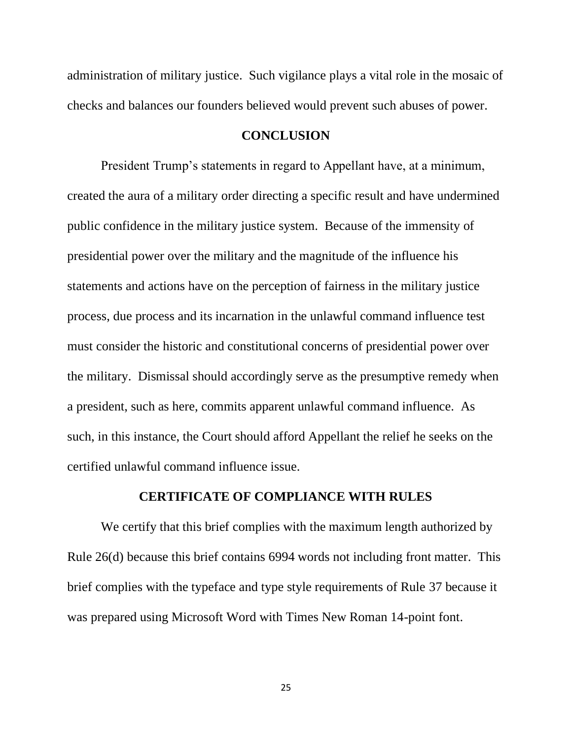administration of military justice. Such vigilance plays a vital role in the mosaic of checks and balances our founders believed would prevent such abuses of power.

## CONCLUSION

President Trump's statements in regard to Appellant have, at a minimum, created the aura of a military order directing a specific result and have undermined public confidence in the military justice system. Because of the immensity of presidential power over the military and the magnitude of the influence his statements and actions have on the perception of fairness in the military justice process, due process and its incarnation in the unlawful command influence test must consider the historic and constitutional concerns of presidential power over the military. Dismissal should accordingly serve as the presumptive remedy when a president, such as here, commits apparent unlawful command influence. As such, in this instance, the Court should afford Appellant the relief he seeks on the certified unlawful command influence issue.

## CERTIFICATE OF COMPLIANCE WITH RULES

We certify that this brief complies with the maximum length authorized by Rule 26(d) because this brief contains 6994 words not including front matter. This brief complies with the typeface and type style requirements of Rule 37 because it was prepared using Microsoft Word with Times New Roman 14-point font.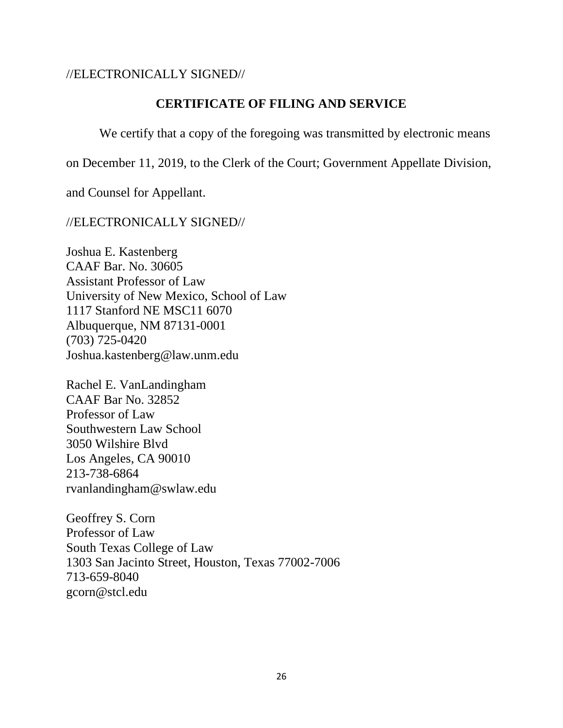//ELECTRONICALLY SIGNED//

## CERTIFICATE OF FILING AND SERVICE

We certify that a copy of the foregoing was transmitted by electronic means on December 11, 2019, to the Clerk of the Court; Government Appellate Division, and Counsel for Appellant.

//ELECTRONICALLY SIGNED//

Joshua E. Kastenberg
CAAF Bar. No. 30605
Assistant Professor of Law
University of New Mexico, School of Law
1117 Stanford NE MSC11 6070
Albuquerque, NM 87131-0001
(703) 725-0420
Joshua.kastenberg@law.unm.edu

Rachel E. VanLandingham
CAAF Bar No. 32852
Professor of Law
Southwestern Law School
3050 Wilshire Blvd
Los Angeles, CA 90010
213-738-6864
rvanlandingham@swlaw.edu

Geoffrey S. Corn
Professor of Law
South Texas College of Law
1303 San Jacinto Street, Houston, Texas 77002-7006
713-659-8040
gcorn@stcl.edu